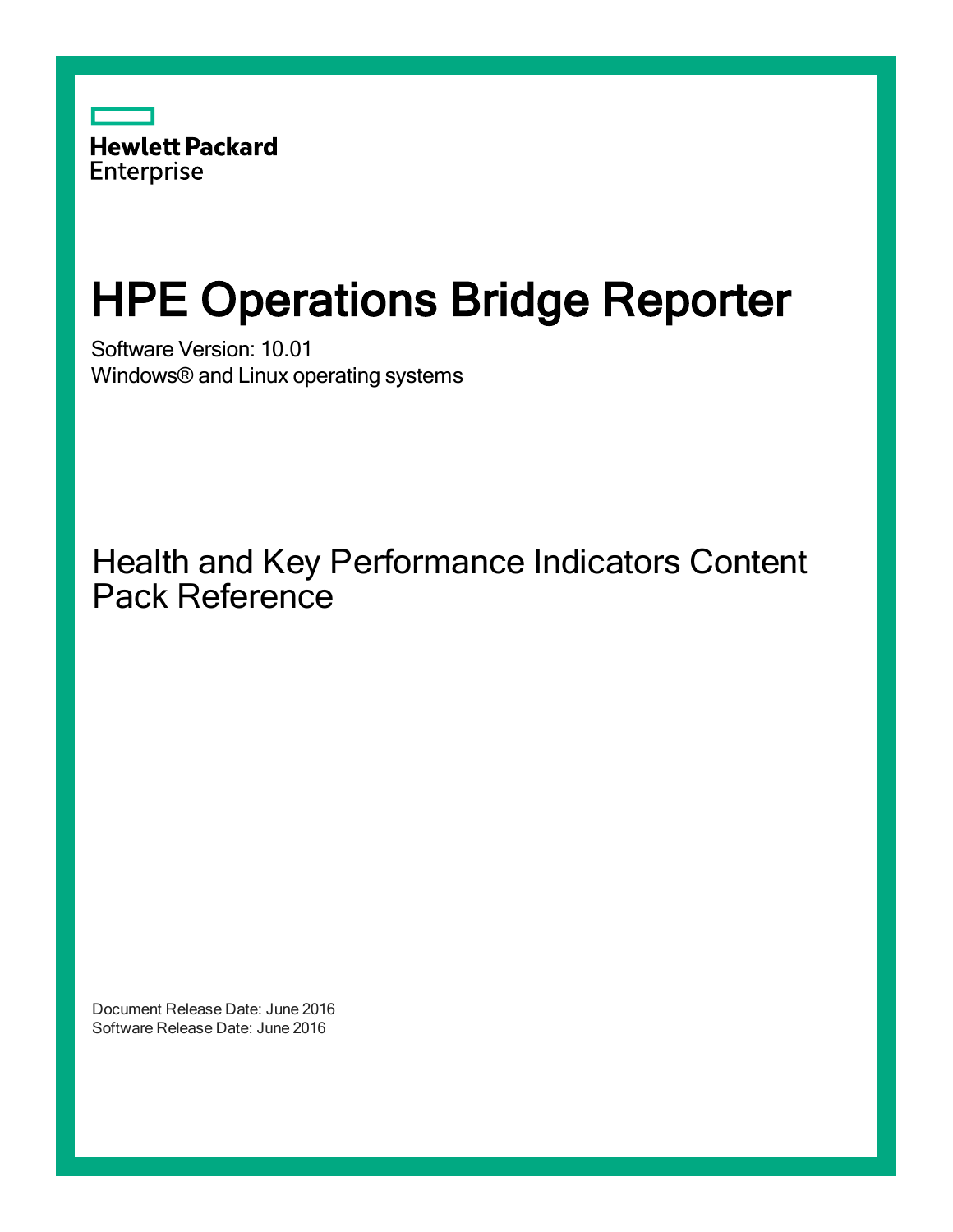Hewlett Packard Enterprise

# HPE Operations Bridge Reporter

Software Version: 10.01

Windows® and Linux operating systems

## Health and Key Performance Indicators Content Pack Reference

Document Release Date: June 2016

Software Release Date: June 2016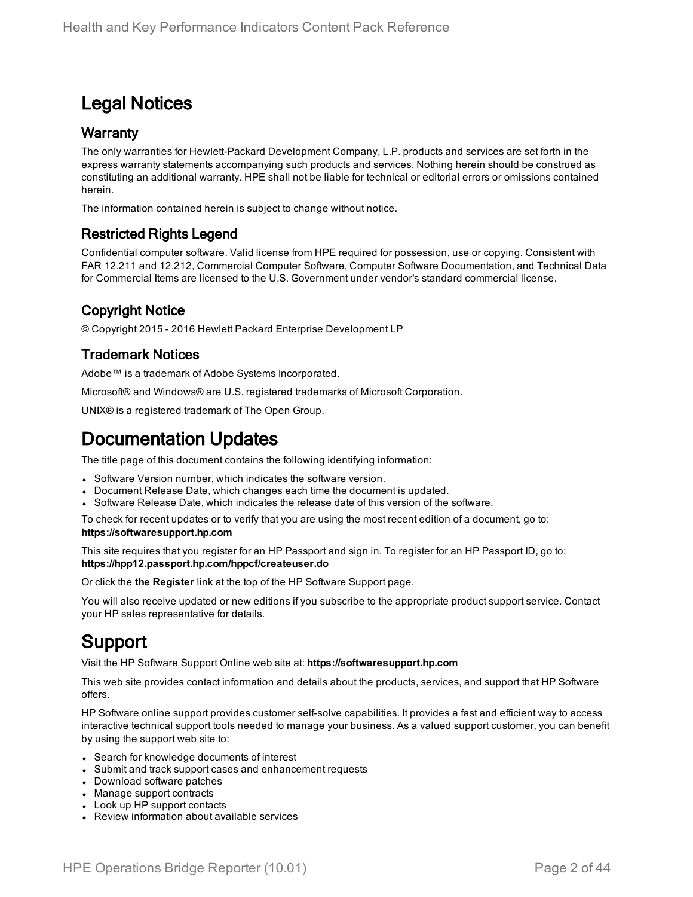# Legal Notices

## Warranty

The only warranties for Hewlett-Packard Development Company, L.P. products and services are set forth in the express warranty statements accompanying such products and services. Nothing herein should be construed as constituting an additional warranty. HPE shall not be liable for technical or editorial errors or omissions contained herein.

The information contained herein is subject to change without notice.

## Restricted Rights Legend

Confidential computer software. Valid license from HPE required for possession, use or copying. Consistent with FAR 12.211 and 12.212, Commercial Computer Software, Computer Software Documentation, and Technical Data for Commercial Items are licensed to the U.S. Government under vendor's standard commercial license.

## Copyright Notice

© Copyright 2015 - 2016 Hewlett Packard Enterprise Development LP

## Trademark Notices

Adobe™ is a trademark of Adobe Systems Incorporated.

Microsoft® and Windows® are U.S. registered trademarks of Microsoft Corporation.

UNIX® is a registered trademark of The Open Group.

# Documentation Updates

The title page of this document contains the following identifying information:

- Software Version number, which indicates the software version.
- Document Release Date, which changes each time the document is updated.
- Software Release Date, which indicates the release date of this version of the software.

To check for recent updates or to verify that you are using the most recent edition of a document, go to: **https://softwaresupport.hp.com**

This site requires that you register for an HP Passport and sign in. To register for an HP Passport ID, go to: **https://hpp12.passport.hp.com/hppcf/createuser.do**

Or click the **the Register** link at the top of the HP Software Support page.

You will also receive updated or new editions if you subscribe to the appropriate product support service. Contact your HP sales representative for details.

# Support

Visit the HP Software Support Online web site at: **https://softwaresupport.hp.com**

This web site provides contact information and details about the products, services, and support that HP Software offers.

HP Software online support provides customer self-solve capabilities. It provides a fast and efficient way to access interactive technical support tools needed to manage your business. As a valued support customer, you can benefit by using the support web site to:

- Search for knowledge documents of interest
- Submit and track support cases and enhancement requests
- Download software patches
- Manage support contracts
- Look up HP support contacts
- Review information about available services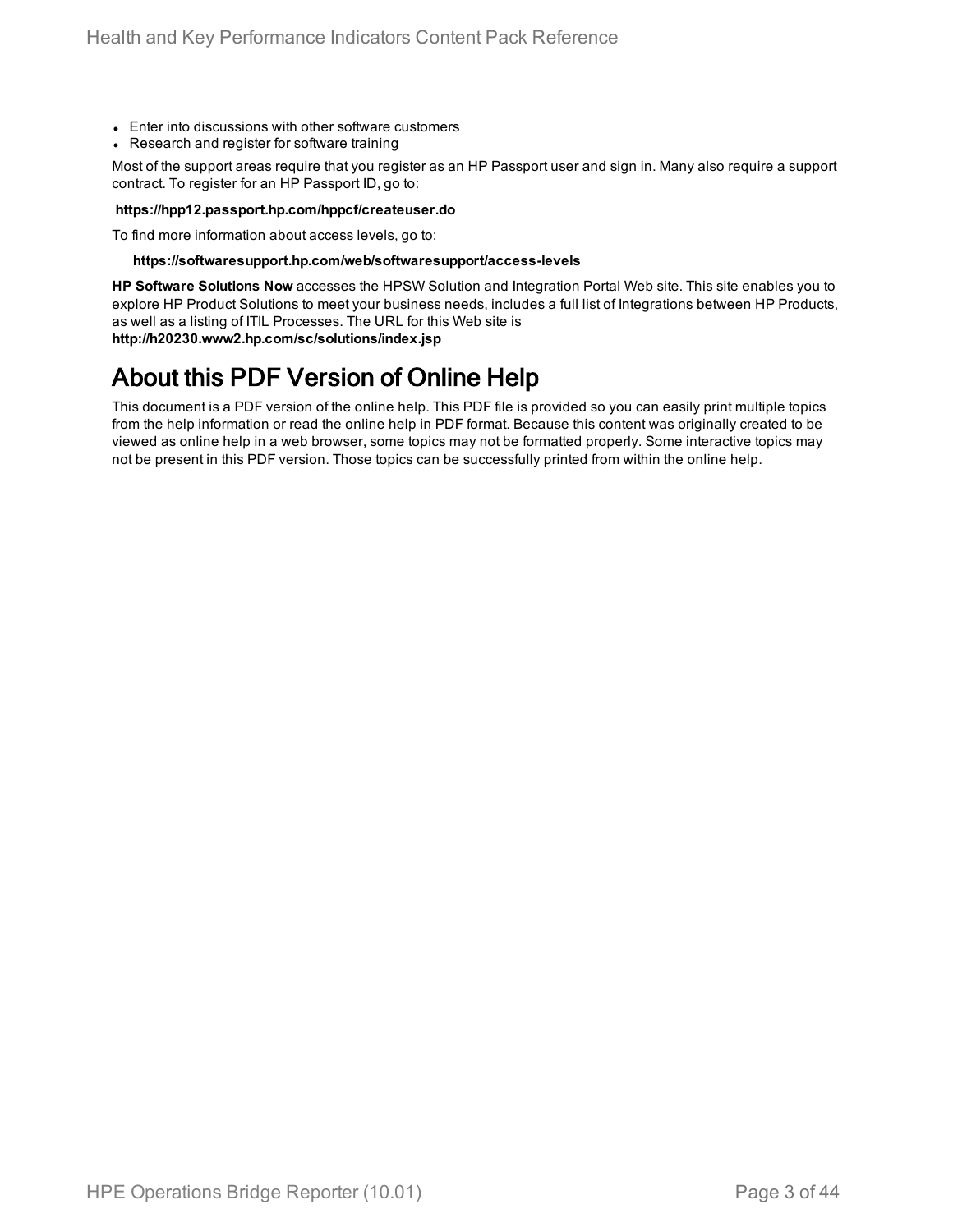- Enter into discussions with other software customers
- Research and register for software training

Most of the support areas require that you register as an HP Passport user and sign in. Many also require a support contract. To register for an HP Passport ID, go to:

**https://hpp12.passport.hp.com/hppcf/createuser.do**

To find more information about access levels, go to:

**https://softwaresupport.hp.com/web/softwaresupport/access-levels**

**HP Software Solutions Now** accesses the HPSW Solution and Integration Portal Web site. This site enables you to explore HP Product Solutions to meet your business needs, includes a full list of Integrations between HP Products, as well as a listing of ITIL Processes. The URL for this Web site is **http://h20230.www2.hp.com/sc/solutions/index.jsp**

# About this PDF Version of Online Help

This document is a PDF version of the online help. This PDF file is provided so you can easily print multiple topics from the help information or read the online help in PDF format. Because this content was originally created to be viewed as online help in a web browser, some topics may not be formatted properly. Some interactive topics may not be present in this PDF version. Those topics can be successfully printed from within the online help.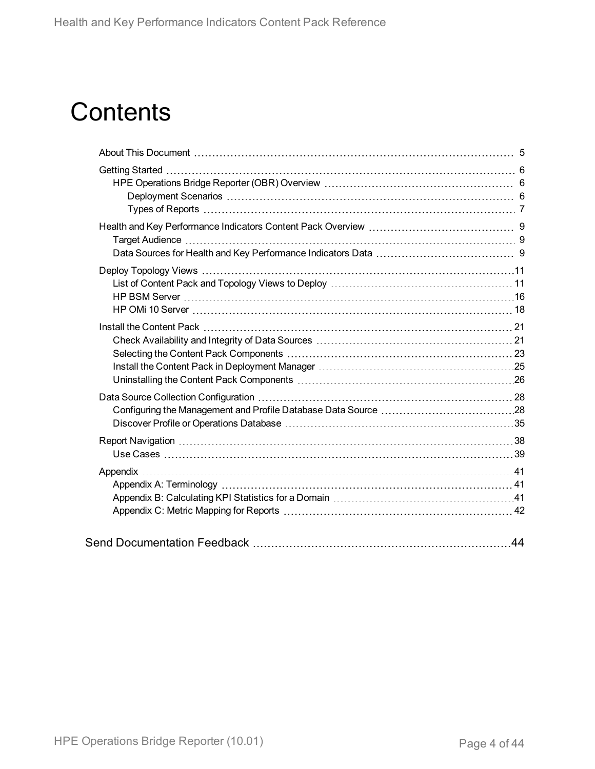# Contents

- About This Document 5
- Getting Started 6
  - HPE Operations Bridge Reporter (OBR) Overview 6
    - Deployment Scenarios 6
    - Types of Reports 7
- Health and Key Performance Indicators Content Pack Overview 9
  - Target Audience 9
  - Data Sources for Health and Key Performance Indicators Data 9
- Deploy Topology Views 11
  - List of Content Pack and Topology Views to Deploy 11
  - HP BSM Server 16
  - HP OMi 10 Server 18
- Install the Content Pack 21
  - Check Availability and Integrity of Data Sources 21
  - Selecting the Content Pack Components 23
  - Install the Content Pack in Deployment Manager 25
  - Uninstalling the Content Pack Components 26
- Data Source Collection Configuration 28
  - Configuring the Management and Profile Database Data Source 28
  - Discover Profile or Operations Database 35
- Report Navigation 38
  - Use Cases 39
- Appendix 41
  - Appendix A: Terminology 41
  - Appendix B: Calculating KPI Statistics for a Domain 41
  - Appendix C: Metric Mapping for Reports 42

Send Documentation Feedback 44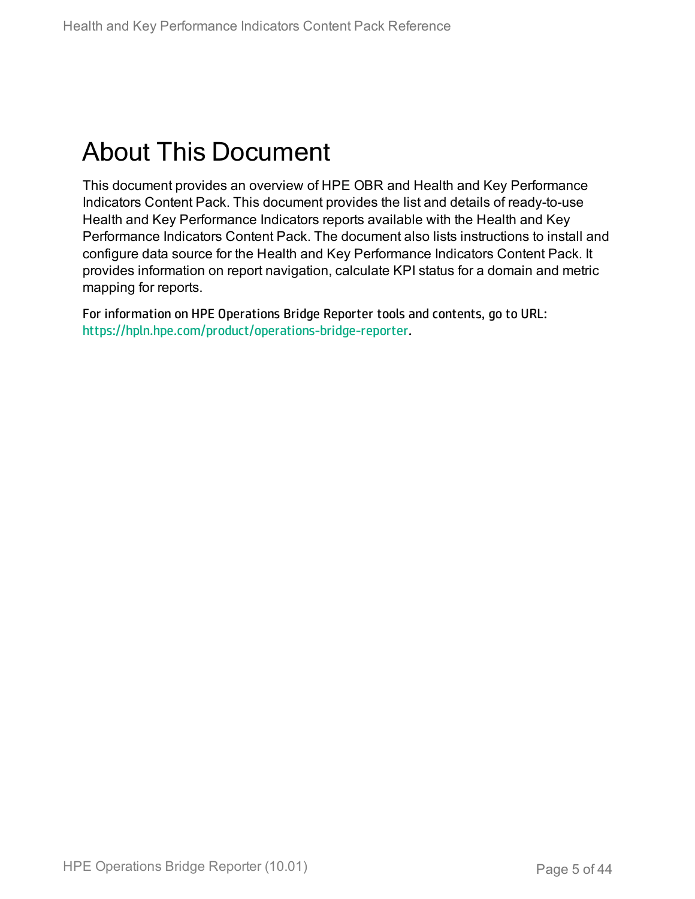# About This Document

This document provides an overview of HPE OBR and Health and Key Performance Indicators Content Pack. This document provides the list and details of ready-to-use Health and Key Performance Indicators reports available with the Health and Key Performance Indicators Content Pack. The document also lists instructions to install and configure data source for the Health and Key Performance Indicators Content Pack. It provides information on report navigation, calculate KPI status for a domain and metric mapping for reports.

For information on HPE Operations Bridge Reporter tools and contents, go to URL: https://hpln.hpe.com/product/operations-bridge-reporter.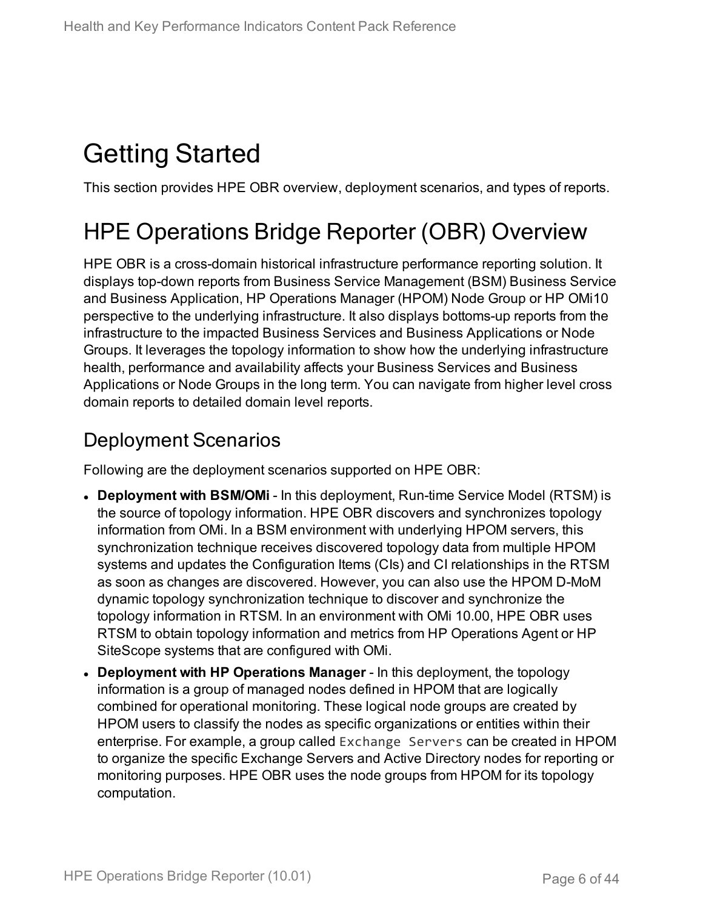# Getting Started

This section provides HPE OBR overview, deployment scenarios, and types of reports.

# HPE Operations Bridge Reporter (OBR) Overview

HPE OBR is a cross-domain historical infrastructure performance reporting solution. It displays top-down reports from Business Service Management (BSM) Business Service and Business Application, HP Operations Manager (HPOM) Node Group or HP OMi10 perspective to the underlying infrastructure. It also displays bottoms-up reports from the infrastructure to the impacted Business Services and Business Applications or Node Groups. It leverages the topology information to show how the underlying infrastructure health, performance and availability affects your Business Services and Business Applications or Node Groups in the long term. You can navigate from higher level cross domain reports to detailed domain level reports.

## Deployment Scenarios

Following are the deployment scenarios supported on HPE OBR:

- **Deployment with BSM/OMi** - In this deployment, Run-time Service Model (RTSM) is the source of topology information. HPE OBR discovers and synchronizes topology information from OMi. In a BSM environment with underlying HPOM servers, this synchronization technique receives discovered topology data from multiple HPOM systems and updates the Configuration Items (CIs) and CI relationships in the RTSM as soon as changes are discovered. However, you can also use the HPOM D-MoM dynamic topology synchronization technique to discover and synchronize the topology information in RTSM. In an environment with OMi 10.00, HPE OBR uses RTSM to obtain topology information and metrics from HP Operations Agent or HP SiteScope systems that are configured with OMi.
- **Deployment with HP Operations Manager** - In this deployment, the topology information is a group of managed nodes defined in HPOM that are logically combined for operational monitoring. These logical node groups are created by HPOM users to classify the nodes as specific organizations or entities within their enterprise. For example, a group called `Exchange Servers` can be created in HPOM to organize the specific Exchange Servers and Active Directory nodes for reporting or monitoring purposes. HPE OBR uses the node groups from HPOM for its topology computation.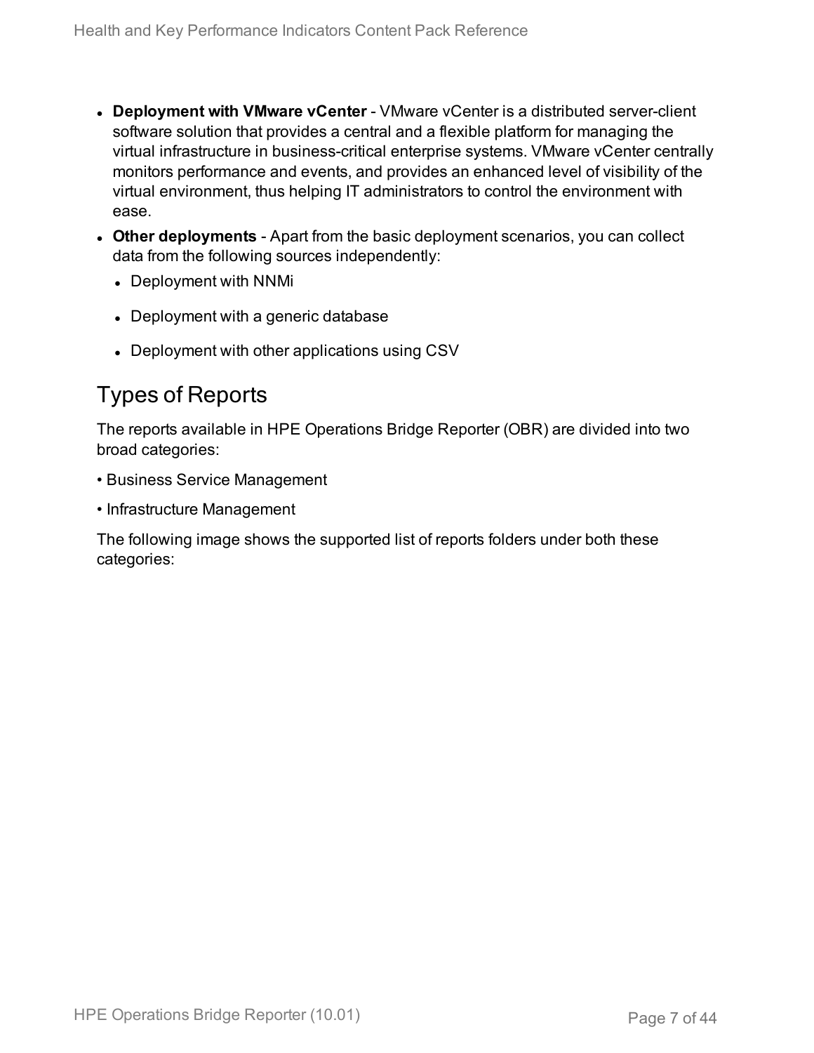- **Deployment with VMware vCenter** - VMware vCenter is a distributed server-client software solution that provides a central and a flexible platform for managing the virtual infrastructure in business-critical enterprise systems. VMware vCenter centrally monitors performance and events, and provides an enhanced level of visibility of the virtual environment, thus helping IT administrators to control the environment with ease.
- **Other deployments** - Apart from the basic deployment scenarios, you can collect data from the following sources independently:
  - Deployment with NNMi
  - Deployment with a generic database
  - Deployment with other applications using CSV

## Types of Reports

The reports available in HPE Operations Bridge Reporter (OBR) are divided into two broad categories:

• Business Service Management

• Infrastructure Management

The following image shows the supported list of reports folders under both these categories: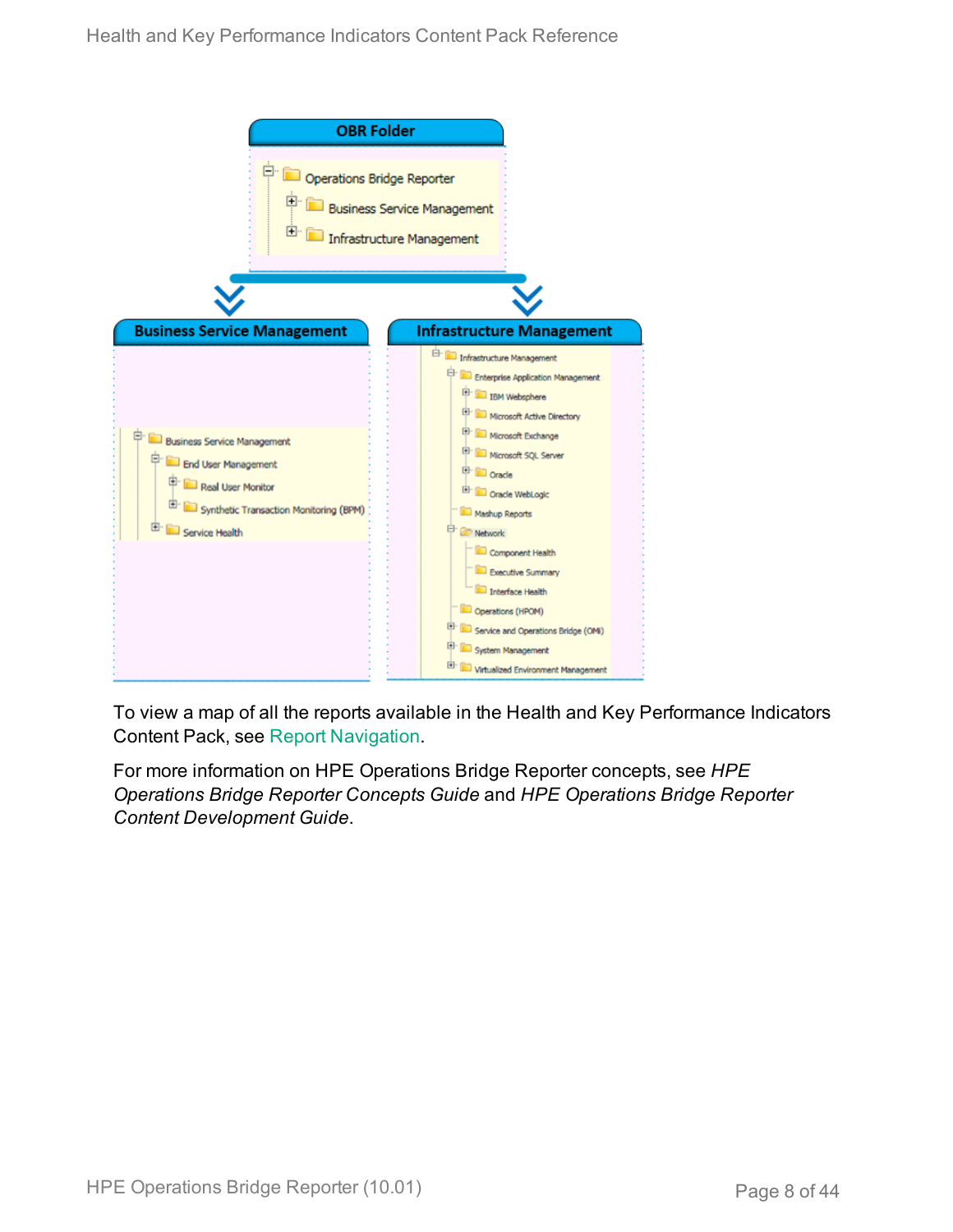To view a map of all the reports available in the Health and Key Performance Indicators Content Pack, see Report Navigation.

For more information on HPE Operations Bridge Reporter concepts, see *HPE Operations Bridge Reporter Concepts Guide* and *HPE Operations Bridge Reporter Content Development Guide*.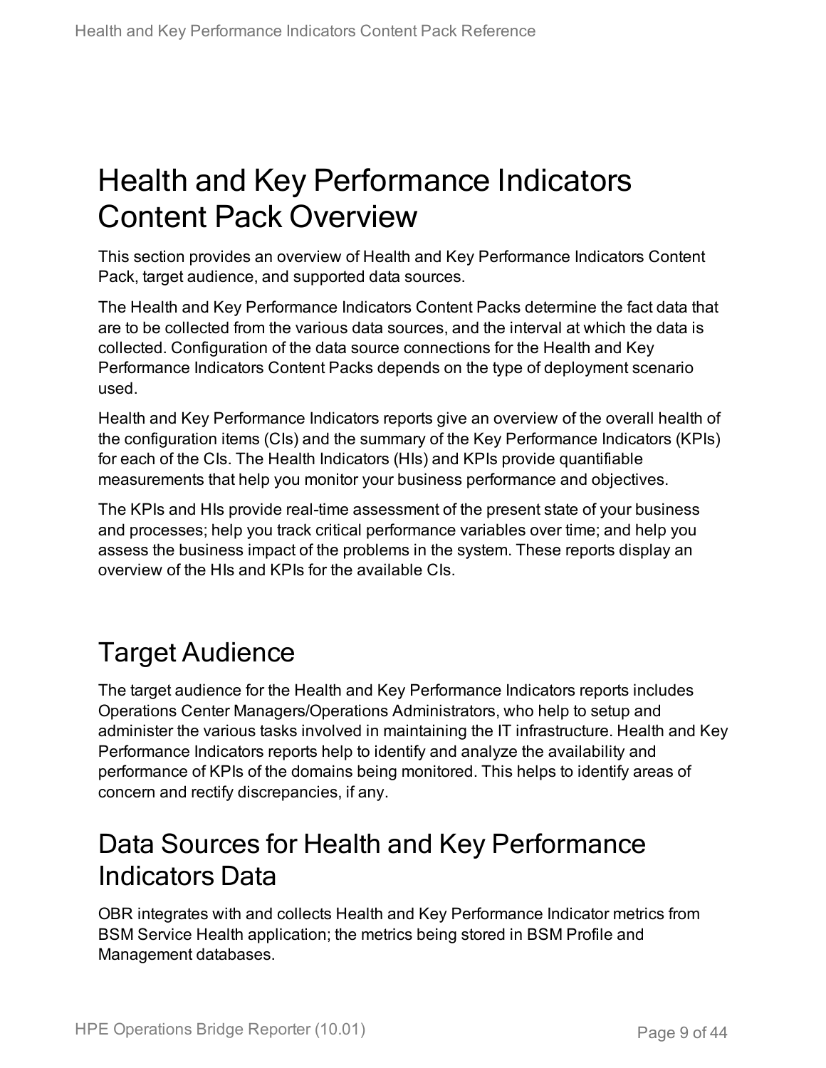# Health and Key Performance Indicators Content Pack Overview

This section provides an overview of Health and Key Performance Indicators Content Pack, target audience, and supported data sources.

The Health and Key Performance Indicators Content Packs determine the fact data that are to be collected from the various data sources, and the interval at which the data is collected. Configuration of the data source connections for the Health and Key Performance Indicators Content Packs depends on the type of deployment scenario used.

Health and Key Performance Indicators reports give an overview of the overall health of the configuration items (CIs) and the summary of the Key Performance Indicators (KPIs) for each of the CIs. The Health Indicators (HIs) and KPIs provide quantifiable measurements that help you monitor your business performance and objectives.

The KPIs and HIs provide real-time assessment of the present state of your business and processes; help you track critical performance variables over time; and help you assess the business impact of the problems in the system. These reports display an overview of the HIs and KPIs for the available CIs.

## Target Audience

The target audience for the Health and Key Performance Indicators reports includes Operations Center Managers/Operations Administrators, who help to setup and administer the various tasks involved in maintaining the IT infrastructure. Health and Key Performance Indicators reports help to identify and analyze the availability and performance of KPIs of the domains being monitored. This helps to identify areas of concern and rectify discrepancies, if any.

## Data Sources for Health and Key Performance Indicators Data

OBR integrates with and collects Health and Key Performance Indicator metrics from BSM Service Health application; the metrics being stored in BSM Profile and Management databases.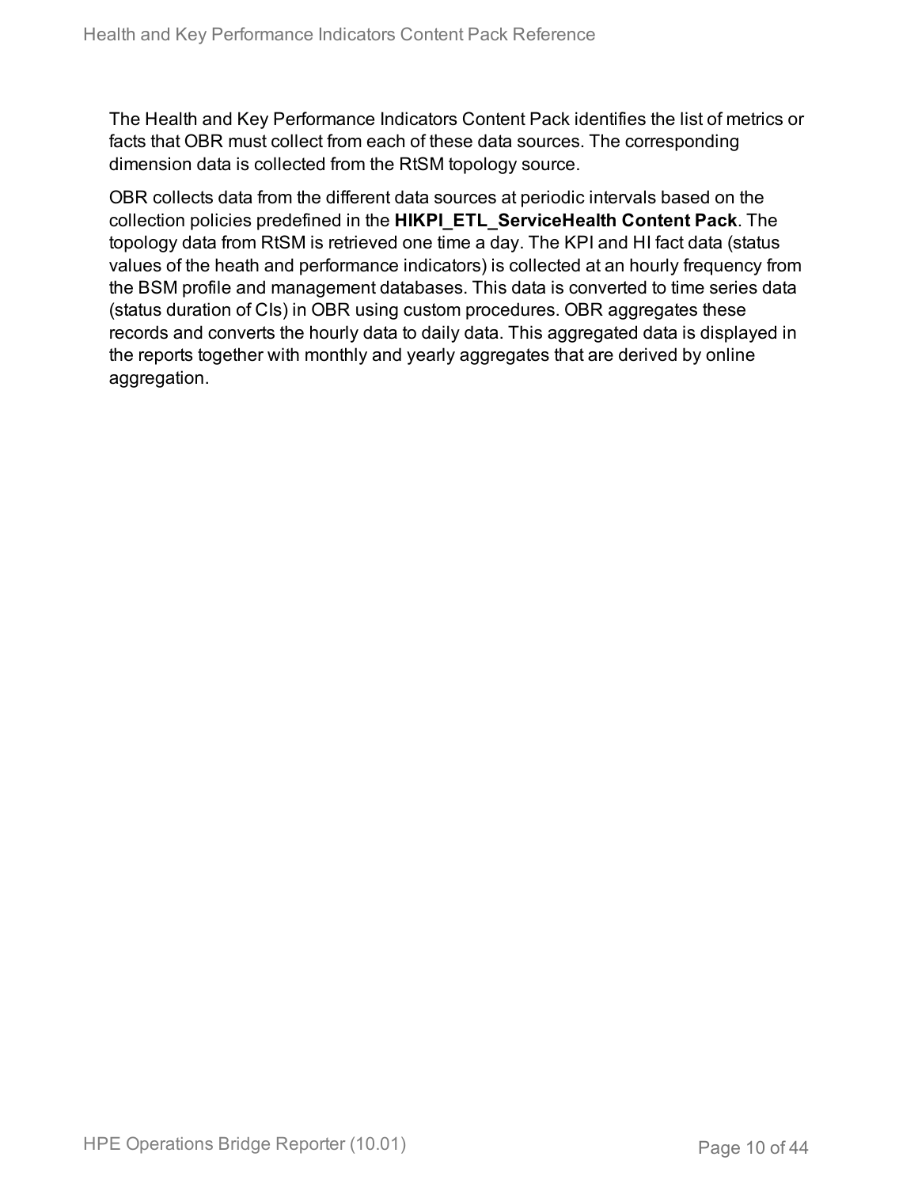The Health and Key Performance Indicators Content Pack identifies the list of metrics or facts that OBR must collect from each of these data sources. The corresponding dimension data is collected from the RtSM topology source.

OBR collects data from the different data sources at periodic intervals based on the collection policies predefined in the **HIKPI_ETL_ServiceHealth Content Pack**. The topology data from RtSM is retrieved one time a day. The KPI and HI fact data (status values of the heath and performance indicators) is collected at an hourly frequency from the BSM profile and management databases. This data is converted to time series data (status duration of CIs) in OBR using custom procedures. OBR aggregates these records and converts the hourly data to daily data. This aggregated data is displayed in the reports together with monthly and yearly aggregates that are derived by online aggregation.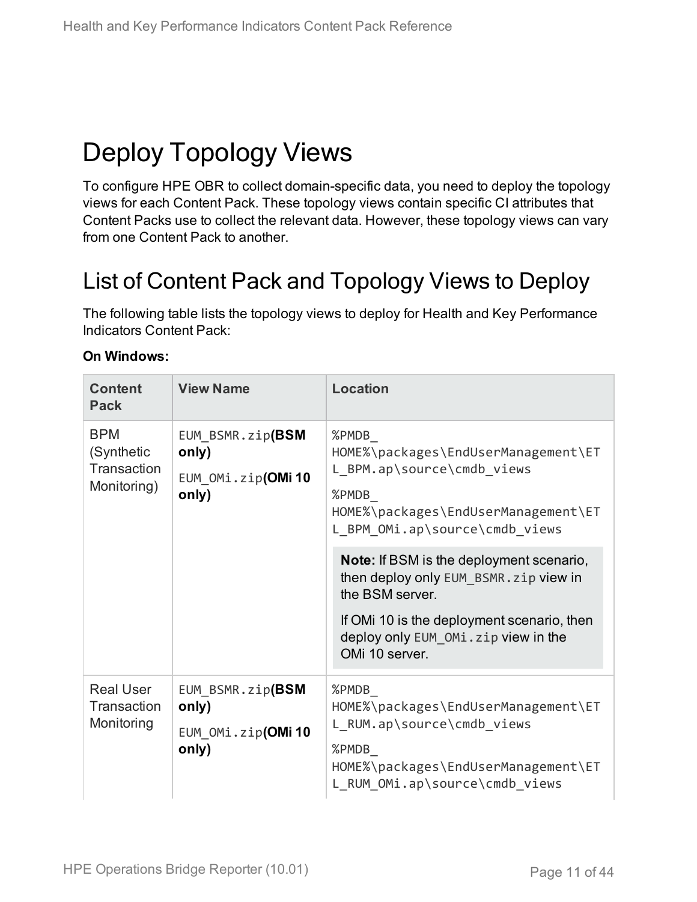# Deploy Topology Views

To configure HPE OBR to collect domain-specific data, you need to deploy the topology views for each Content Pack. These topology views contain specific CI attributes that Content Packs use to collect the relevant data. However, these topology views can vary from one Content Pack to another.

## List of Content Pack and Topology Views to Deploy

The following table lists the topology views to deploy for Health and Key Performance Indicators Content Pack:

**On Windows:**

| Content Pack | View Name | Location |
| --- | --- | --- |
| BPM (Synthetic Transaction Monitoring) | `EUM_BSMR.zip` **(BSM only)**<br>`EUM_OMi.zip` **(OMi 10 only)** | `%PMDB_HOME%\packages\EndUserManagement\ETL_BPM.ap\source\cmdb_views`<br>`%PMDB_HOME%\packages\EndUserManagement\ETL_BPM_OMi.ap\source\cmdb_views`<br>**Note:** If BSM is the deployment scenario, then deploy only `EUM_BSMR.zip` view in the BSM server.<br>If OMi 10 is the deployment scenario, then deploy only `EUM_OMi.zip` view in the OMi 10 server. |
| Real User Transaction Monitoring | `EUM_BSMR.zip` **(BSM only)**<br>`EUM_OMi.zip` **(OMi 10 only)** | `%PMDB_HOME%\packages\EndUserManagement\ETL_RUM.ap\source\cmdb_views`<br>`%PMDB_HOME%\packages\EndUserManagement\ETL_RUM_OMi.ap\source\cmdb_views` |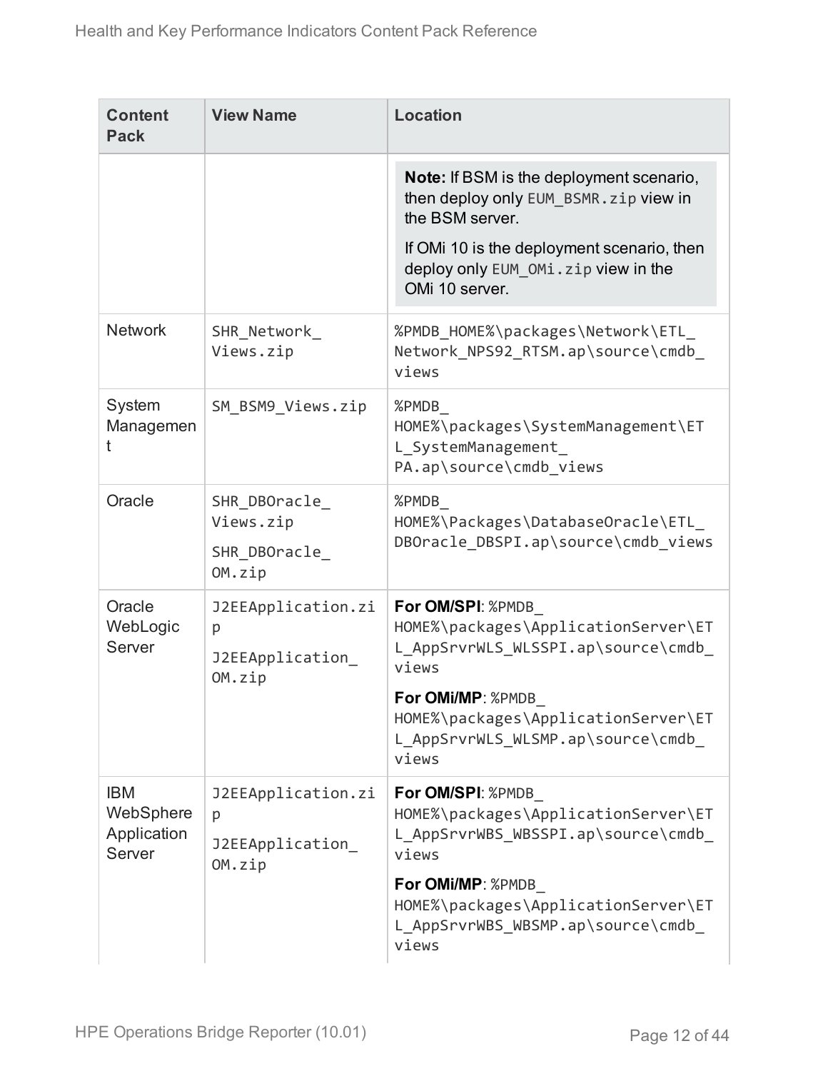| Content Pack | View Name | Location |
| --- | --- | --- |
| | | **Note:** If BSM is the deployment scenario, then deploy only `EUM_BSMR.zip` view in the BSM server.<br><br>If OMi 10 is the deployment scenario, then deploy only `EUM_OMi.zip` view in the OMi 10 server. |
| Network | `SHR_Network_Views.zip` | `%PMDB_HOME%\packages\Network\ETL_Network_NPS92_RTSM.ap\source\cmdb_views` |
| System Management | `SM_BSM9_Views.zip` | `%PMDB_HOME%\packages\SystemManagement\ETL_SystemManagement_PA.ap\source\cmdb_views` |
| Oracle | `SHR_DBOracle_Views.zip`<br><br>`SHR_DBOracle_OM.zip` | `%PMDB_HOME%\Packages\DatabaseOracle\ETL_DBOracle_DBSPI.ap\source\cmdb_views` |
| Oracle WebLogic Server | `J2EEApplication.zip`<br><br>`J2EEApplication_OM.zip` | **For OM/SPI**: `%PMDB_HOME%\packages\ApplicationServer\ETL_AppSrvrWLS_WLSSPI.ap\source\cmdb_views`<br><br>**For OMi/MP**: `%PMDB_HOME%\packages\ApplicationServer\ETL_AppSrvrWLS_WLSMP.ap\source\cmdb_views` |
| IBM WebSphere Application Server | `J2EEApplication.zip`<br><br>`J2EEApplication_OM.zip` | **For OM/SPI**: `%PMDB_HOME%\packages\ApplicationServer\ETL_AppSrvrWBS_WBSSPI.ap\source\cmdb_views`<br><br>**For OMi/MP**: `%PMDB_HOME%\packages\ApplicationServer\ETL_AppSrvrWBS_WBSMP.ap\source\cmdb_views` |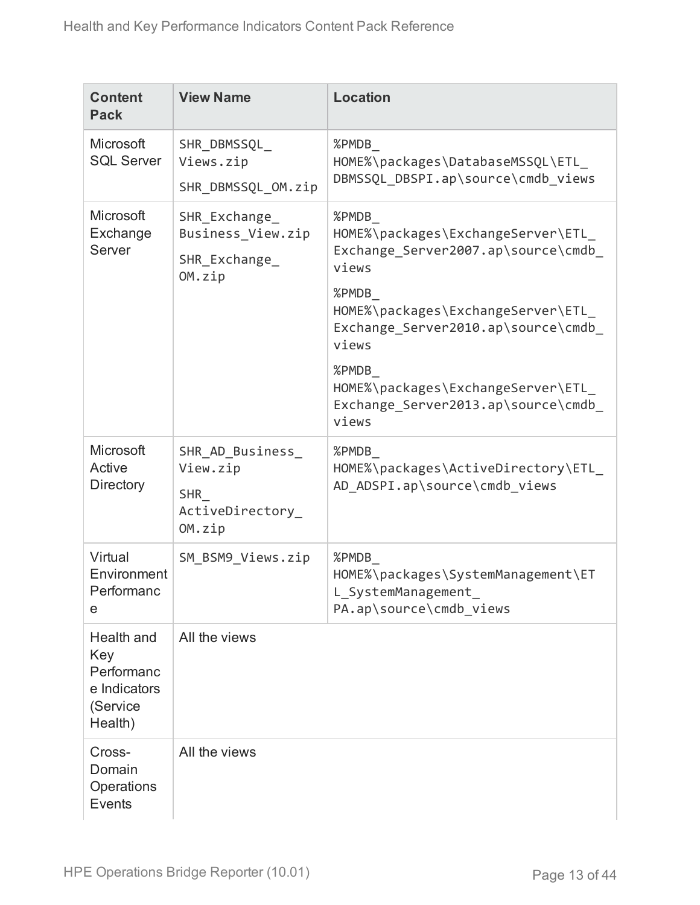| Content Pack | View Name | Location |
|---|---|---|
| Microsoft SQL Server | SHR_DBMSSQL_Views.zip<br>SHR_DBMSSQL_OM.zip | %PMDB_HOME%\packages\DatabaseMSSQL\ETL_DBMSSQL_DBSPI.ap\source\cmdb_views |
| Microsoft Exchange Server | SHR_Exchange_Business_View.zip<br>SHR_Exchange_OM.zip | %PMDB_HOME%\packages\ExchangeServer\ETL_Exchange_Server2007.ap\source\cmdb_views<br>%PMDB_HOME%\packages\ExchangeServer\ETL_Exchange_Server2010.ap\source\cmdb_views<br>%PMDB_HOME%\packages\ExchangeServer\ETL_Exchange_Server2013.ap\source\cmdb_views |
| Microsoft Active Directory | SHR_AD_Business_View.zip<br>SHR_ActiveDirectory_OM.zip | %PMDB_HOME%\packages\ActiveDirectory\ETL_AD_ADSPI.ap\source\cmdb_views |
| Virtual Environment Performance | SM_BSM9_Views.zip | %PMDB_HOME%\packages\SystemManagement\ETL_SystemManagement_PA.ap\source\cmdb_views |
| Health and Key Performance Indicators (Service Health) | All the views | |
| Cross-Domain Operations Events | All the views | |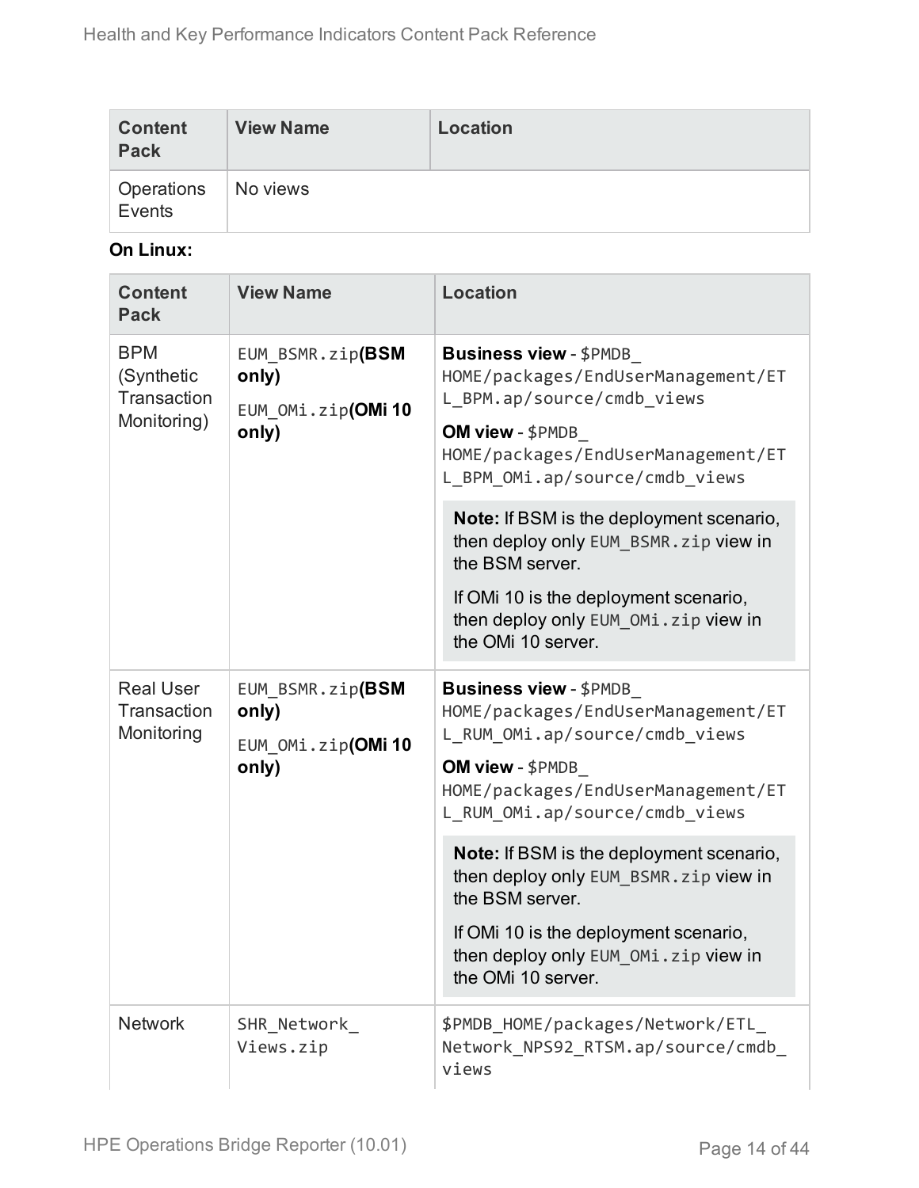| Content Pack | View Name | Location |
|---|---|---|
| Operations Events | No views | |

**On Linux:**

| Content Pack | View Name | Location |
|---|---|---|
| BPM (Synthetic Transaction Monitoring) | `EUM_BSMR.zip` **(BSM only)**<br>`EUM_OMi.zip` **(OMi 10 only)** | **Business view** - `$PMDB_HOME/packages/EndUserManagement/ETL_BPM.ap/source/cmdb_views`<br>**OM view** - `$PMDB_HOME/packages/EndUserManagement/ETL_BPM_OMi.ap/source/cmdb_views`<br>**Note:** If BSM is the deployment scenario, then deploy only `EUM_BSMR.zip` view in the BSM server.<br>If OMi 10 is the deployment scenario, then deploy only `EUM_OMi.zip` view in the OMi 10 server. |
| Real User Transaction Monitoring | `EUM_BSMR.zip` **(BSM only)**<br>`EUM_OMi.zip` **(OMi 10 only)** | **Business view** - `$PMDB_HOME/packages/EndUserManagement/ETL_RUM_OMi.ap/source/cmdb_views`<br>**OM view** - `$PMDB_HOME/packages/EndUserManagement/ETL_RUM_OMi.ap/source/cmdb_views`<br>**Note:** If BSM is the deployment scenario, then deploy only `EUM_BSMR.zip` view in the BSM server.<br>If OMi 10 is the deployment scenario, then deploy only `EUM_OMi.zip` view in the OMi 10 server. |
| Network | `SHR_Network_Views.zip` | `$PMDB_HOME/packages/Network/ETL_Network_NPS92_RTSM.ap/source/cmdb_views` |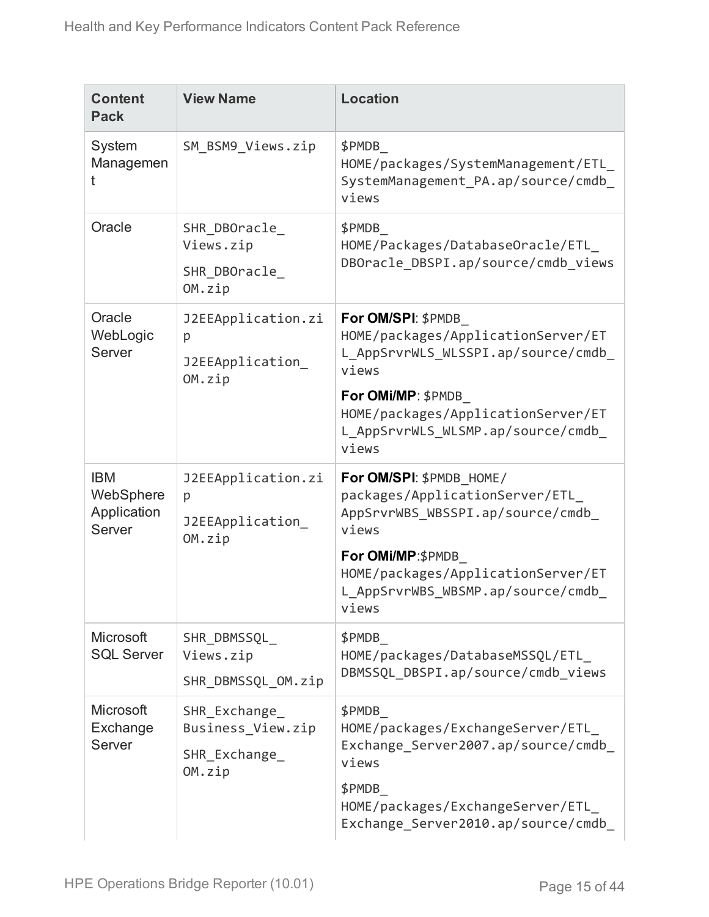| Content Pack | View Name | Location |
| --- | --- | --- |
| System Management | SM_BSM9_Views.zip | $PMDB_HOME/packages/SystemManagement/ETL_SystemManagement_PA.ap/source/cmdb_views |
| Oracle | SHR_DBOracle_Views.zip<br>SHR_DBOracle_OM.zip | $PMDB_HOME/Packages/DatabaseOracle/ETL_DBOracle_DBSPI.ap/source/cmdb_views |
| Oracle WebLogic Server | J2EEApplication.zip<br>J2EEApplication_OM.zip | **For OM/SPI**: $PMDB_HOME/packages/ApplicationServer/ETL_AppSrvrWLS_WLSSPI.ap/source/cmdb_views<br>**For OMi/MP**: $PMDB_HOME/packages/ApplicationServer/ETL_AppSrvrWLS_WLSMP.ap/source/cmdb_views |
| IBM WebSphere Application Server | J2EEApplication.zip<br>J2EEApplication_OM.zip | **For OM/SPI**: $PMDB_HOME/packages/ApplicationServer/ETL_AppSrvrWBS_WBSSPI.ap/source/cmdb_views<br>**For OMi/MP**:$PMDB_HOME/packages/ApplicationServer/ETL_AppSrvrWBS_WBSMP.ap/source/cmdb_views |
| Microsoft SQL Server | SHR_DBMSSQL_Views.zip<br>SHR_DBMSSQL_OM.zip | $PMDB_HOME/packages/DatabaseMSSQL/ETL_DBMSSQL_DBSPI.ap/source/cmdb_views |
| Microsoft Exchange Server | SHR_Exchange_Business_View.zip<br>SHR_Exchange_OM.zip | $PMDB_HOME/packages/ExchangeServer/ETL_Exchange_Server2007.ap/source/cmdb_views<br>$PMDB_HOME/packages/ExchangeServer/ETL_Exchange_Server2010.ap/source/cmdb_ |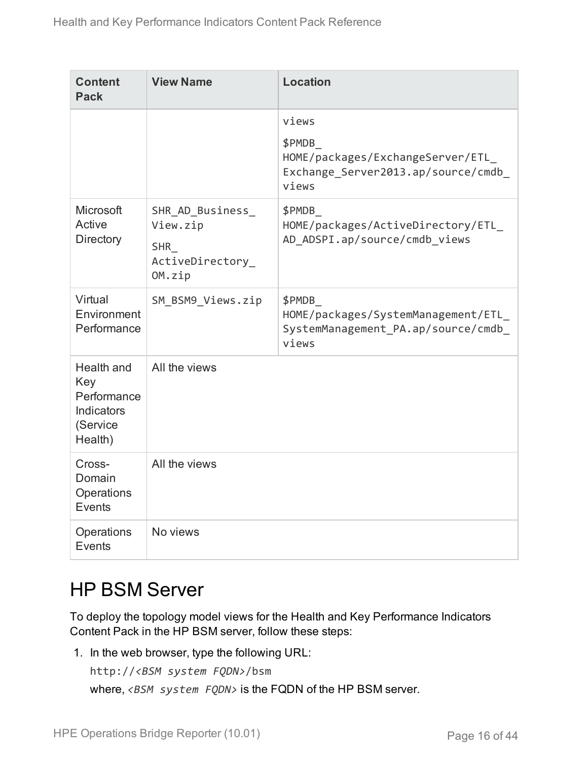| Content Pack | View Name | Location |
|---|---|---|
| | | views<br>$PMDB_HOME/packages/ExchangeServer/ETL_Exchange_Server2013.ap/source/cmdb_views |
| Microsoft Active Directory | SHR_AD_Business_View.zip<br>SHR_ActiveDirectory_OM.zip | $PMDB_HOME/packages/ActiveDirectory/ETL_AD_ADSPI.ap/source/cmdb_views |
| Virtual Environment Performance | SM_BSM9_Views.zip | $PMDB_HOME/packages/SystemManagement/ETL_SystemManagement_PA.ap/source/cmdb_views |
| Health and Key Performance Indicators (Service Health) | All the views | |
| Cross-Domain Operations Events | All the views | |
| Operations Events | No views | |

# HP BSM Server

To deploy the topology model views for the Health and Key Performance Indicators Content Pack in the HP BSM server, follow these steps:

1. In the web browser, type the following URL:

   `http://<BSM system FQDN>/bsm`

   where, *`<BSM system FQDN>`* is the FQDN of the HP BSM server.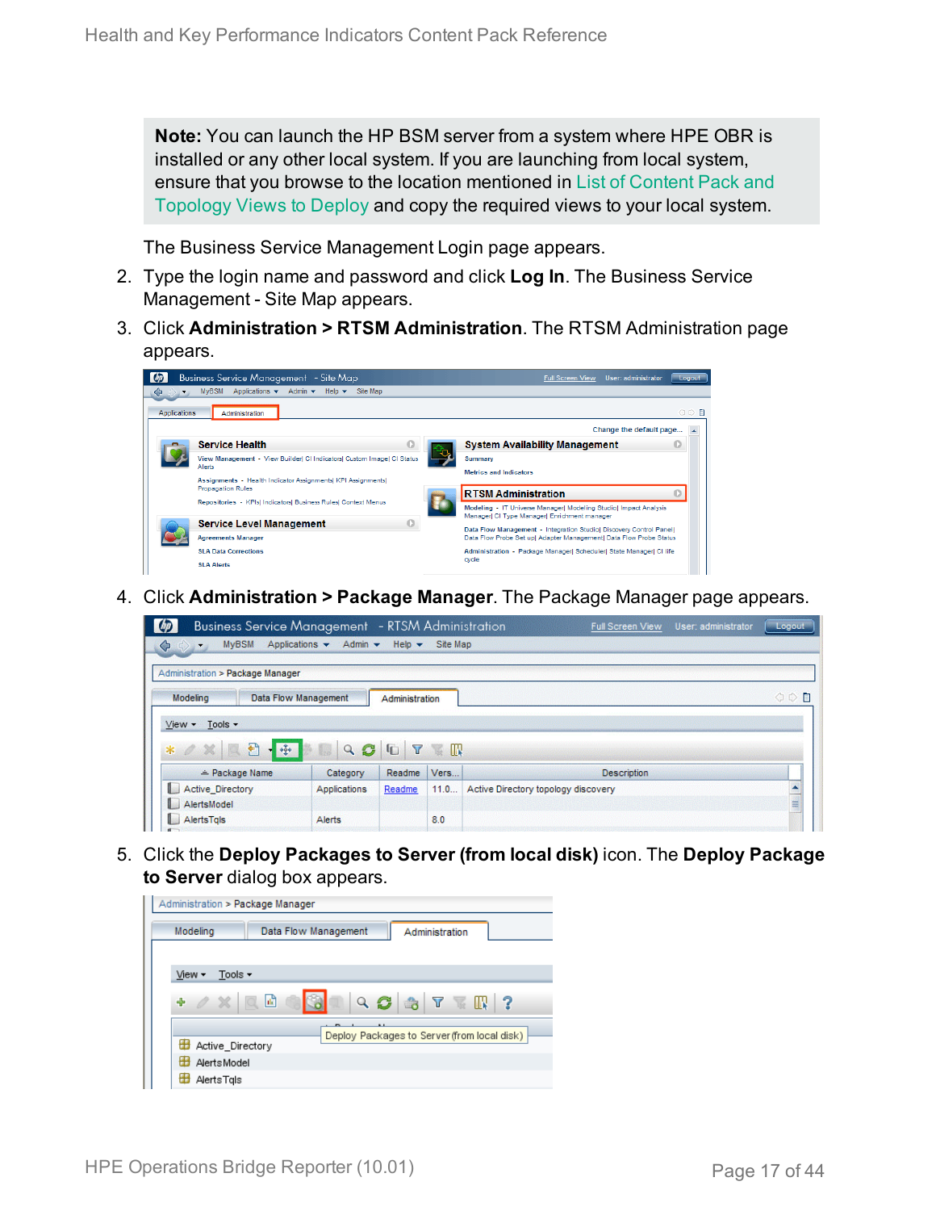**Note:** You can launch the HP BSM server from a system where HPE OBR is installed or any other local system. If you are launching from local system, ensure that you browse to the location mentioned in List of Content Pack and Topology Views to Deploy and copy the required views to your local system.

The Business Service Management Login page appears.

2. Type the login name and password and click **Log In**. The Business Service Management - Site Map appears.
3. Click **Administration > RTSM Administration**. The RTSM Administration page appears.
4. Click **Administration > Package Manager**. The Package Manager page appears.
5. Click the **Deploy Packages to Server (from local disk)** icon. The **Deploy Package to Server** dialog box appears.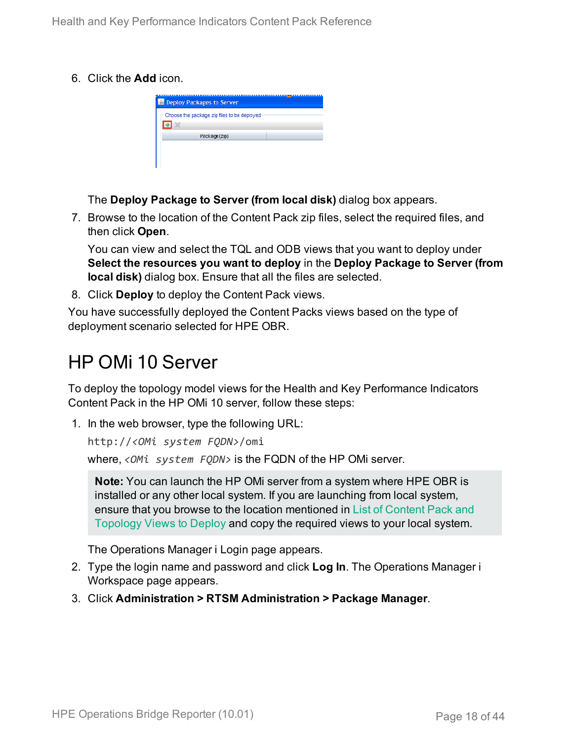6. Click the **Add** icon.

   The **Deploy Package to Server (from local disk)** dialog box appears.

7. Browse to the location of the Content Pack zip files, select the required files, and then click **Open**.

   You can view and select the TQL and ODB views that you want to deploy under **Select the resources you want to deploy** in the **Deploy Package to Server (from local disk)** dialog box. Ensure that all the files are selected.

8. Click **Deploy** to deploy the Content Pack views.

You have successfully deployed the Content Packs views based on the type of deployment scenario selected for HPE OBR.

# HP OMi 10 Server

To deploy the topology model views for the Health and Key Performance Indicators Content Pack in the HP OMi 10 server, follow these steps:

1. In the web browser, type the following URL:

   `http://<OMi system FQDN>/omi`

   where, *<OMi system FQDN>* is the FQDN of the HP OMi server.

   > **Note:** You can launch the HP OMi server from a system where HPE OBR is installed or any other local system. If you are launching from local system, ensure that you browse to the location mentioned in List of Content Pack and Topology Views to Deploy and copy the required views to your local system.

   The Operations Manager i Login page appears.

2. Type the login name and password and click **Log In**. The Operations Manager i Workspace page appears.

3. Click **Administration > RTSM Administration > Package Manager**.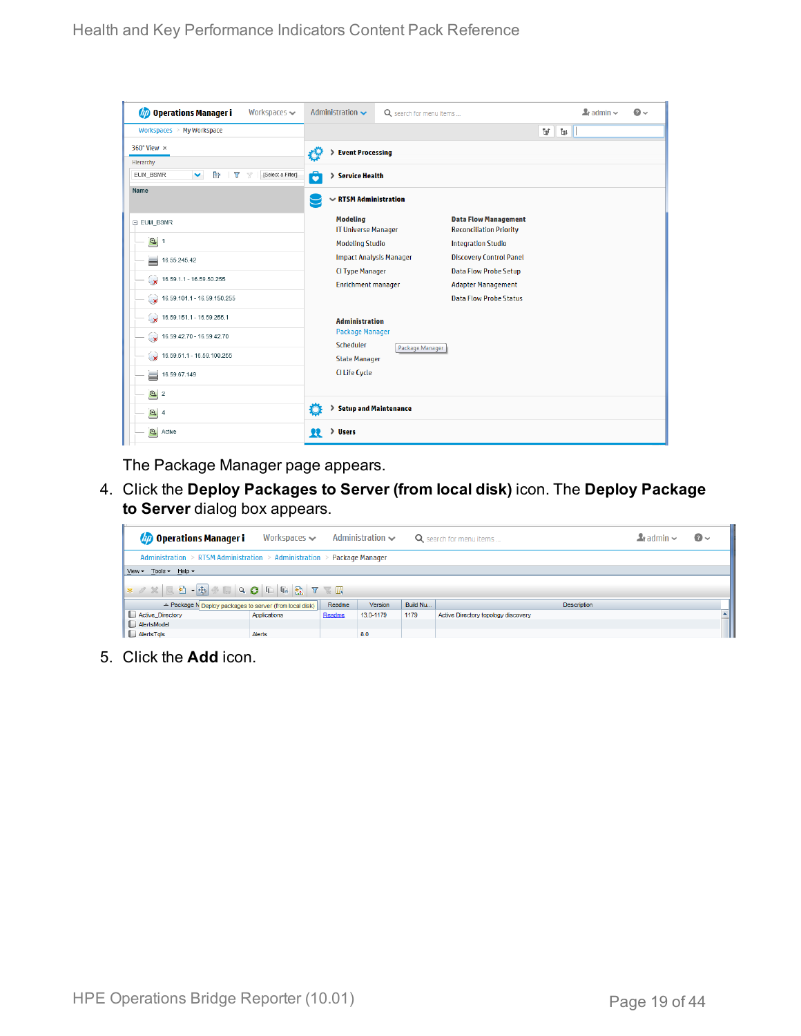The Package Manager page appears.

4. Click the **Deploy Packages to Server (from local disk)** icon. The **Deploy Package to Server** dialog box appears.

5. Click the **Add** icon.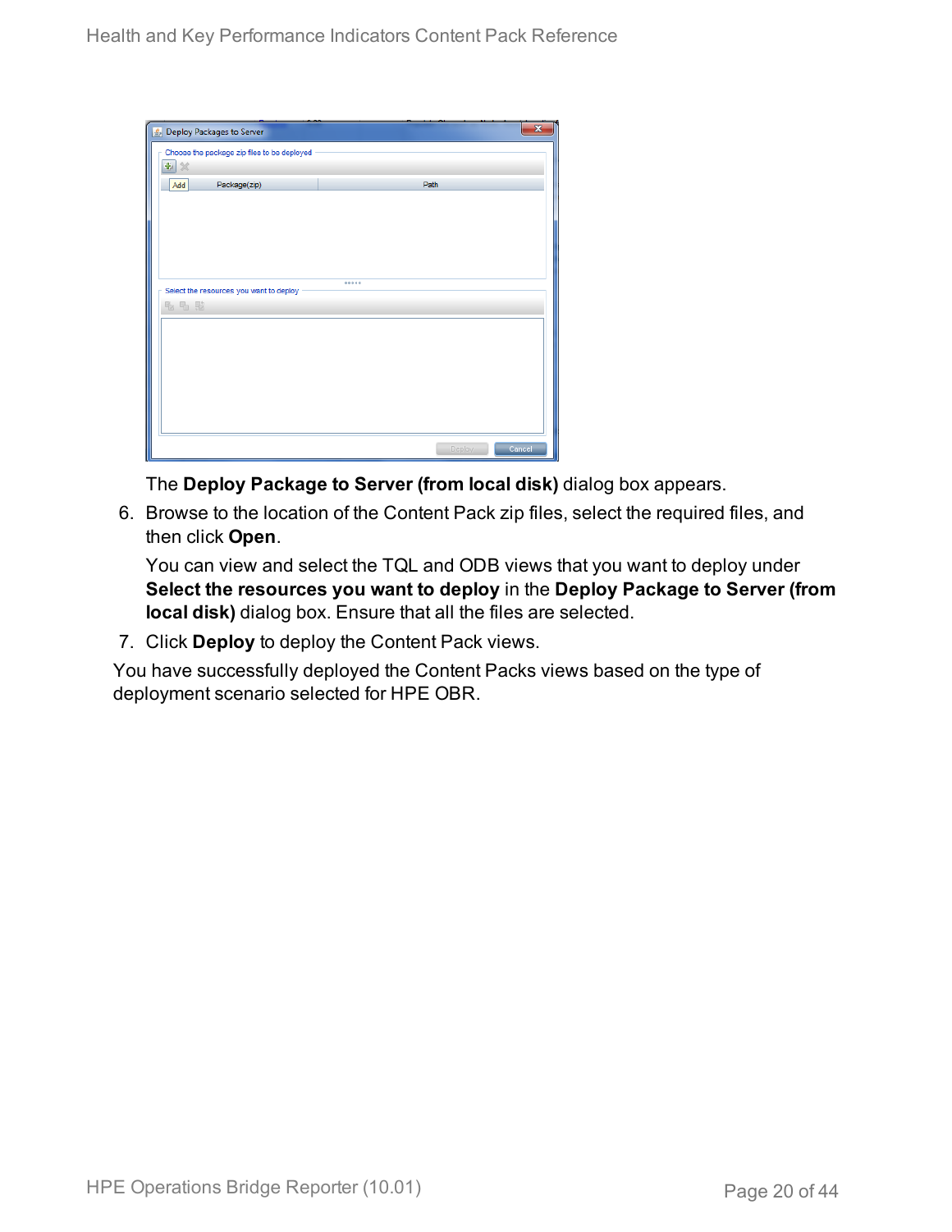The **Deploy Package to Server (from local disk)** dialog box appears.

6. Browse to the location of the Content Pack zip files, select the required files, and then click **Open**.

   You can view and select the TQL and ODB views that you want to deploy under **Select the resources you want to deploy** in the **Deploy Package to Server (from local disk)** dialog box. Ensure that all the files are selected.

7. Click **Deploy** to deploy the Content Pack views.

You have successfully deployed the Content Packs views based on the type of deployment scenario selected for HPE OBR.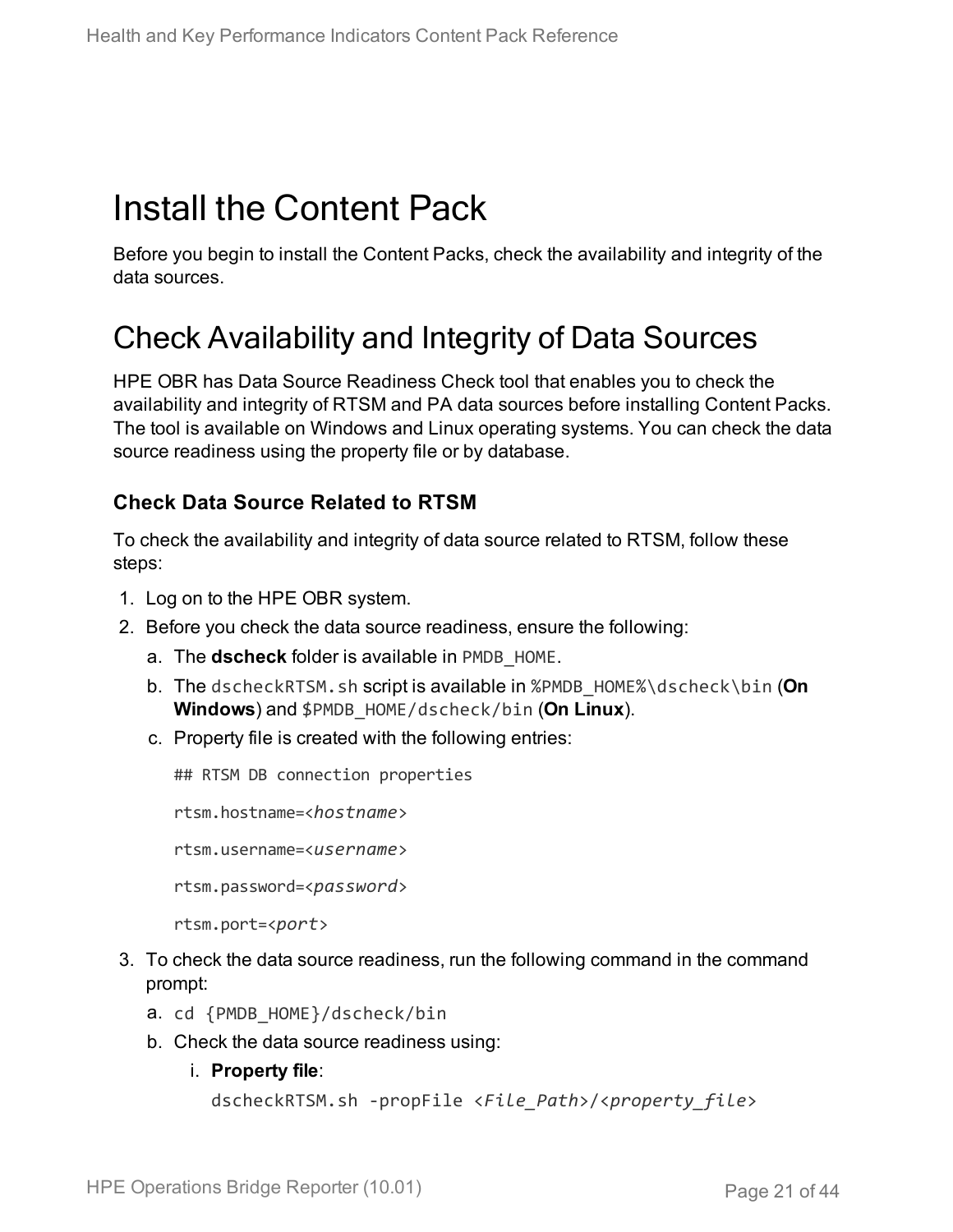# Install the Content Pack

Before you begin to install the Content Packs, check the availability and integrity of the data sources.

## Check Availability and Integrity of Data Sources

HPE OBR has Data Source Readiness Check tool that enables you to check the availability and integrity of RTSM and PA data sources before installing Content Packs. The tool is available on Windows and Linux operating systems. You can check the data source readiness using the property file or by database.

### Check Data Source Related to RTSM

To check the availability and integrity of data source related to RTSM, follow these steps:

1. Log on to the HPE OBR system.
2. Before you check the data source readiness, ensure the following:
   a. The **dscheck** folder is available in `PMDB_HOME`.
   b. The `dscheckRTSM.sh` script is available in `%PMDB_HOME%\dscheck\bin` (**On Windows**) and `$PMDB_HOME/dscheck/bin` (**On Linux**).
   c. Property file is created with the following entries:

      ```
      ## RTSM DB connection properties
      rtsm.hostname=<hostname>
      rtsm.username=<username>
      rtsm.password=<password>
      rtsm.port=<port>
      ```
3. To check the data source readiness, run the following command in the command prompt:
   a. `cd {PMDB_HOME}/dscheck/bin`
   b. Check the data source readiness using:
      i. **Property file**:

         `dscheckRTSM.sh -propFile <File_Path>/<property_file>`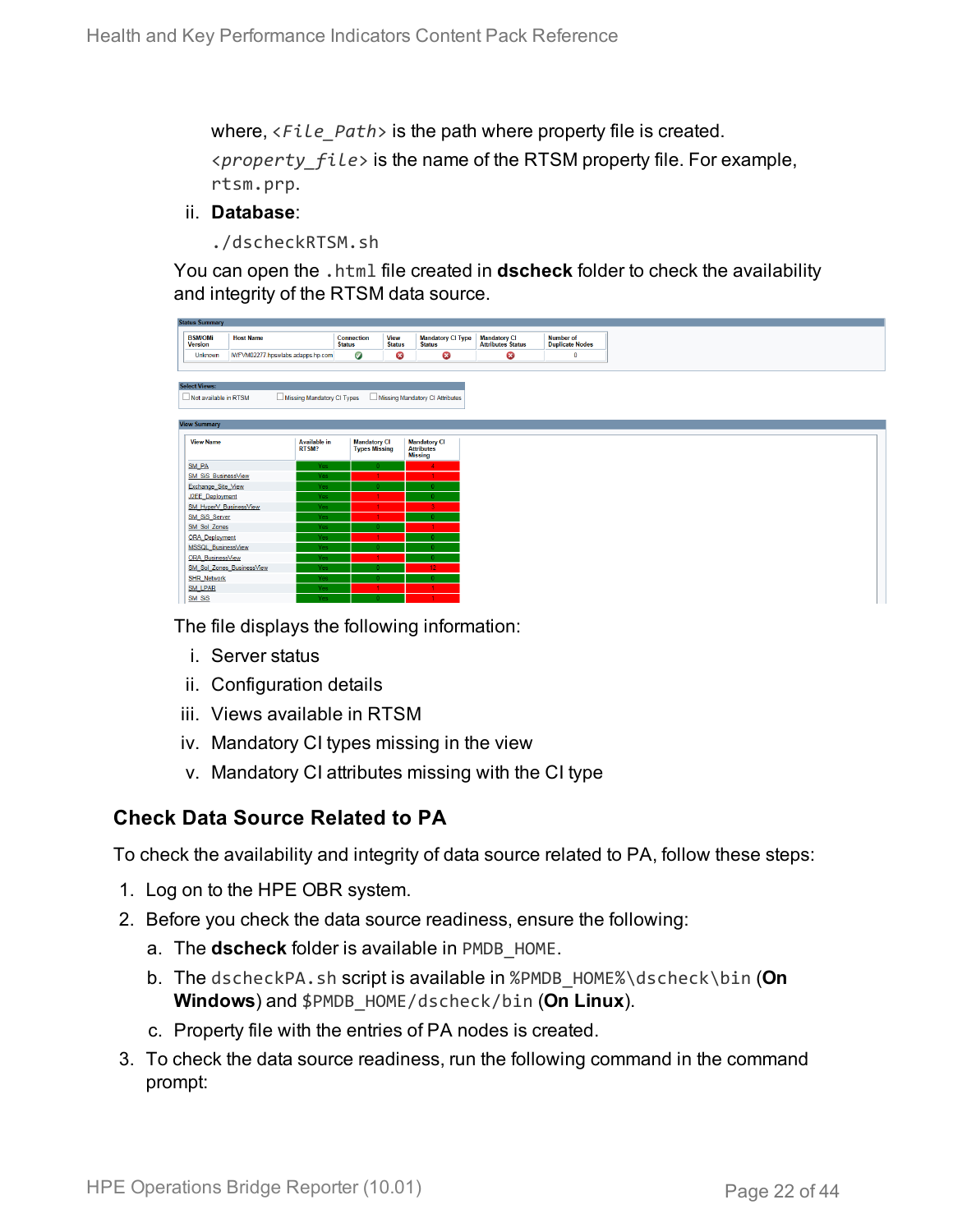where, *<File_Path>* is the path where property file is created.

*<property_file>* is the name of the RTSM property file. For example, `rtsm.prp`.

ii. **Database**:

```
./dscheckRTSM.sh
```

You can open the `.html` file created in **dscheck** folder to check the availability and integrity of the RTSM data source.

**Status Summary**

| BSM/OMi Version | Host Name | Connection Status | View Status | Mandatory CI Type Status | Mandatory CI Attributes Status | Number of Duplicate Nodes |
|---|---|---|---|---|---|---|
| Unknown | IWFVM02277.hpswlabs.adapps.hp.com | ✔ | ✖ | ✖ | ✖ | 0 |

**Select Views:**

- ☐ Not available in RTSM
- ☐ Missing Mandatory CI Types
- ☐ Missing Mandatory CI Attributes

**View Summary**

| View Name | Available in RTSM? | Mandatory CI Types Missing | Mandatory CI Attributes Missing |
|---|---|---|---|
| SM_PA | Yes | 0 | 4 |
| SM_SiS_BusinessView | Yes | 1 | 1 |
| Exchange_Site_View | Yes | 0 | 0 |
| J2EE_Deployment | Yes | 1 | 0 |
| SM_HyperV_BusinessView | Yes | 1 | 3 |
| SM_SiS_Server | Yes | 1 | 0 |
| SM_Sol_Zones | Yes | 0 | 1 |
| ORA_Deployment | Yes | 1 | 0 |
| MSSQL_BusinessView | Yes | 0 | 0 |
| ORA_BusinessView | Yes | 1 | 0 |
| SM_Sol_Zones_BusinessView | Yes | 0 | 12 |
| SHR_Network | Yes | 0 | 0 |
| SM_LPAR | Yes | 1 | 1 |
| SM_SiS | Yes | 0 | 1 |

The file displays the following information:

i. Server status
ii. Configuration details
iii. Views available in RTSM
iv. Mandatory CI types missing in the view
v. Mandatory CI attributes missing with the CI type

### Check Data Source Related to PA

To check the availability and integrity of data source related to PA, follow these steps:

1. Log on to the HPE OBR system.
2. Before you check the data source readiness, ensure the following:
   a. The **dscheck** folder is available in `PMDB_HOME`.
   b. The `dscheckPA.sh` script is available in `%PMDB_HOME%\dscheck\bin` (**On Windows**) and `$PMDB_HOME/dscheck/bin` (**On Linux**).
   c. Property file with the entries of PA nodes is created.
3. To check the data source readiness, run the following command in the command prompt: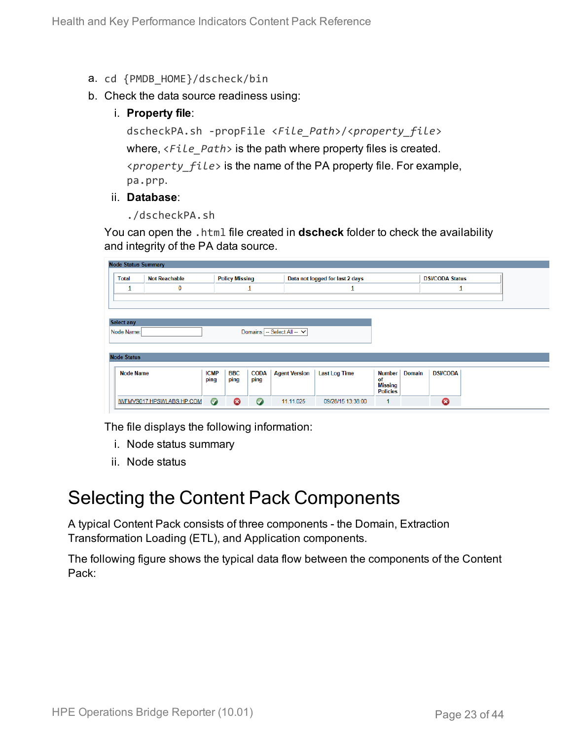a. `cd {PMDB_HOME}/dscheck/bin`

b. Check the data source readiness using:

   i. **Property file**:

      `dscheckPA.sh -propFile <File_Path>/<property_file>`

      where, `<File_Path>` is the path where property files is created.

      `<property_file>` is the name of the PA property file. For example, `pa.prp`.

   ii. **Database**:

      `./dscheckPA.sh`

   You can open the `.html` file created in **dscheck** folder to check the availability and integrity of the PA data source.

**Node Status Summary**

| Total | Not Reachable | Policy Missing | Data not logged for last 2 days | DSI/CODA Status |
|---|---|---|---|---|
| 1 | 0 | 1 | 1 | 1 |

**Select any**

Node Name: ______ Domains: -- Select All --

**Node Status**

| Node Name | ICMP ping | BBC ping | CODA ping | Agent Version | Last Log Time | Number of Missing Policies | Domain | DSI/CODA |
|---|---|---|---|---|---|---|---|---|
| IWFMVS017.HPSWLABS.HP.COM | ✔ | ✖ | ✔ | 11.11.025 | 09/26/15 13:38:00 | 1 | | ✖ |

The file displays the following information:

   i. Node status summary

   ii. Node status

# Selecting the Content Pack Components

A typical Content Pack consists of three components - the Domain, Extraction Transformation Loading (ETL), and Application components.

The following figure shows the typical data flow between the components of the Content Pack: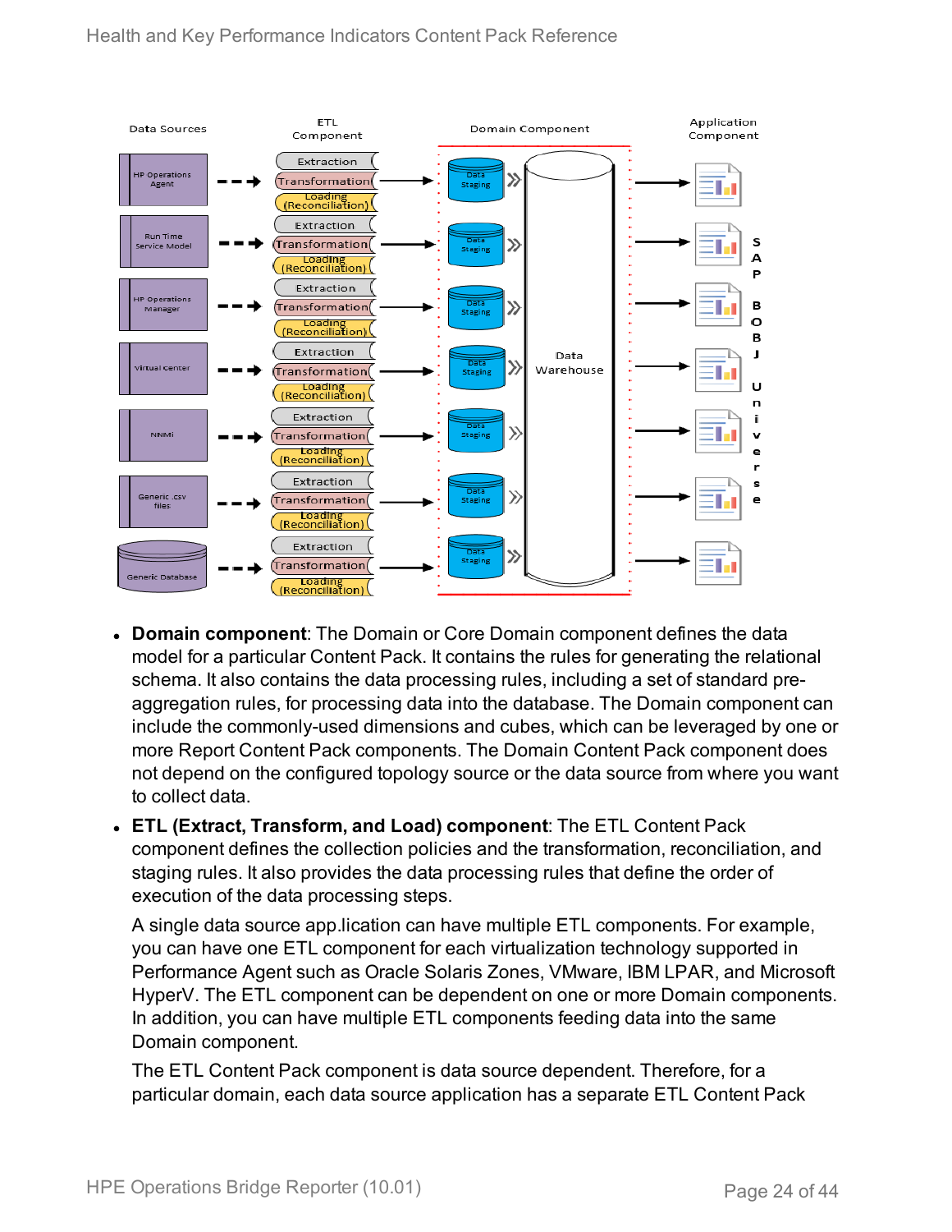- **Domain component**: The Domain or Core Domain component defines the data model for a particular Content Pack. It contains the rules for generating the relational schema. It also contains the data processing rules, including a set of standard pre-aggregation rules, for processing data into the database. The Domain component can include the commonly-used dimensions and cubes, which can be leveraged by one or more Report Content Pack components. The Domain Content Pack component does not depend on the configured topology source or the data source from where you want to collect data.
- **ETL (Extract, Transform, and Load) component**: The ETL Content Pack component defines the collection policies and the transformation, reconciliation, and staging rules. It also provides the data processing rules that define the order of execution of the data processing steps.

  A single data source app.lication can have multiple ETL components. For example, you can have one ETL component for each virtualization technology supported in Performance Agent such as Oracle Solaris Zones, VMware, IBM LPAR, and Microsoft HyperV. The ETL component can be dependent on one or more Domain components. In addition, you can have multiple ETL components feeding data into the same Domain component.

  The ETL Content Pack component is data source dependent. Therefore, for a particular domain, each data source application has a separate ETL Content Pack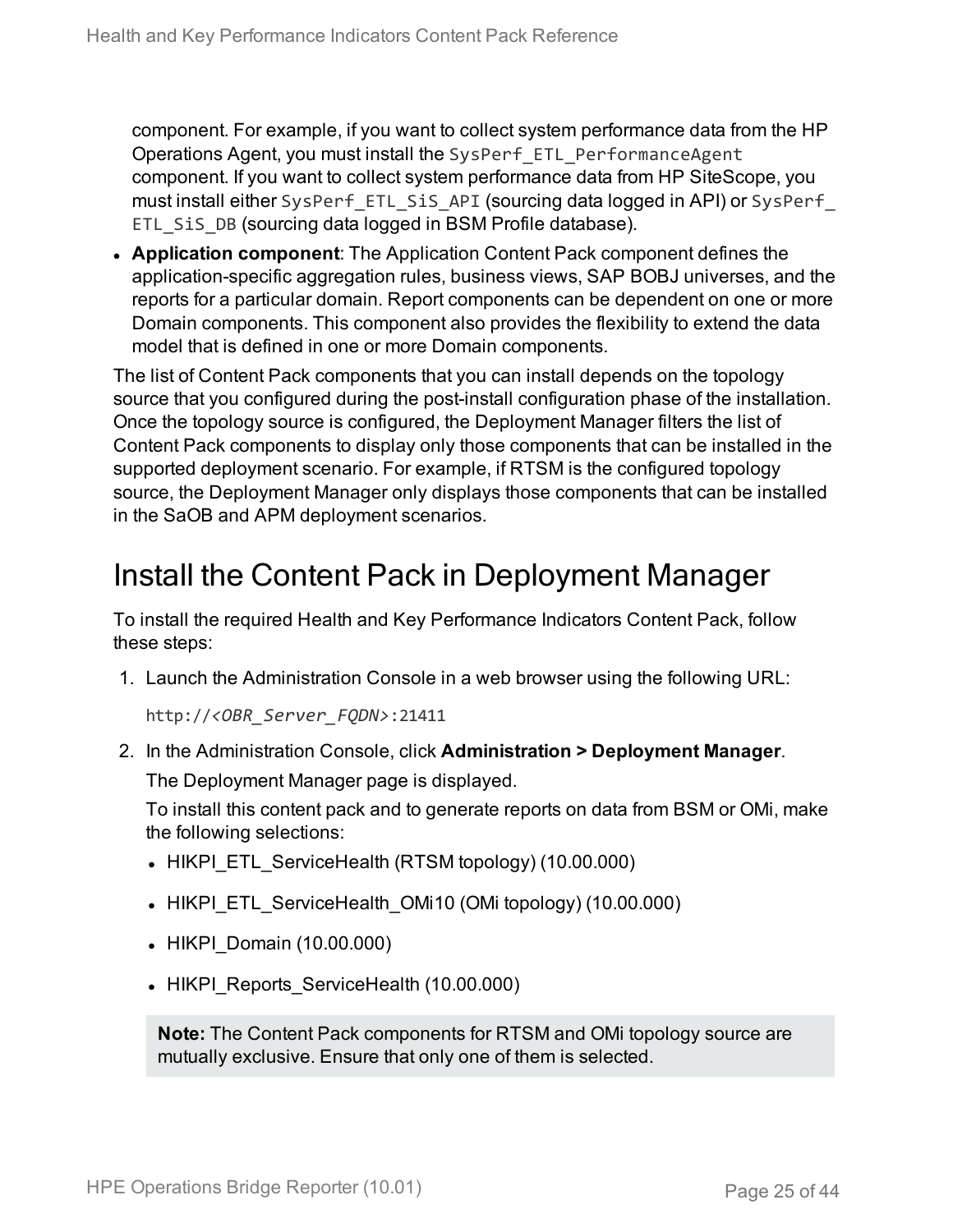component. For example, if you want to collect system performance data from the HP Operations Agent, you must install the `SysPerf_ETL_PerformanceAgent` component. If you want to collect system performance data from HP SiteScope, you must install either `SysPerf_ETL_SiS_API` (sourcing data logged in API) or `SysPerf_ETL_SiS_DB` (sourcing data logged in BSM Profile database).

- **Application component**: The Application Content Pack component defines the application-specific aggregation rules, business views, SAP BOBJ universes, and the reports for a particular domain. Report components can be dependent on one or more Domain components. This component also provides the flexibility to extend the data model that is defined in one or more Domain components.

The list of Content Pack components that you can install depends on the topology source that you configured during the post-install configuration phase of the installation. Once the topology source is configured, the Deployment Manager filters the list of Content Pack components to display only those components that can be installed in the supported deployment scenario. For example, if RTSM is the configured topology source, the Deployment Manager only displays those components that can be installed in the SaOB and APM deployment scenarios.

# Install the Content Pack in Deployment Manager

To install the required Health and Key Performance Indicators Content Pack, follow these steps:

1. Launch the Administration Console in a web browser using the following URL:

   `http://<OBR_Server_FQDN>:21411`

2. In the Administration Console, click **Administration > Deployment Manager**.

   The Deployment Manager page is displayed.

   To install this content pack and to generate reports on data from BSM or OMi, make the following selections:

   - HIKPI_ETL_ServiceHealth (RTSM topology) (10.00.000)
   - HIKPI_ETL_ServiceHealth_OMi10 (OMi topology) (10.00.000)
   - HIKPI_Domain (10.00.000)
   - HIKPI_Reports_ServiceHealth (10.00.000)

   **Note:** The Content Pack components for RTSM and OMi topology source are mutually exclusive. Ensure that only one of them is selected.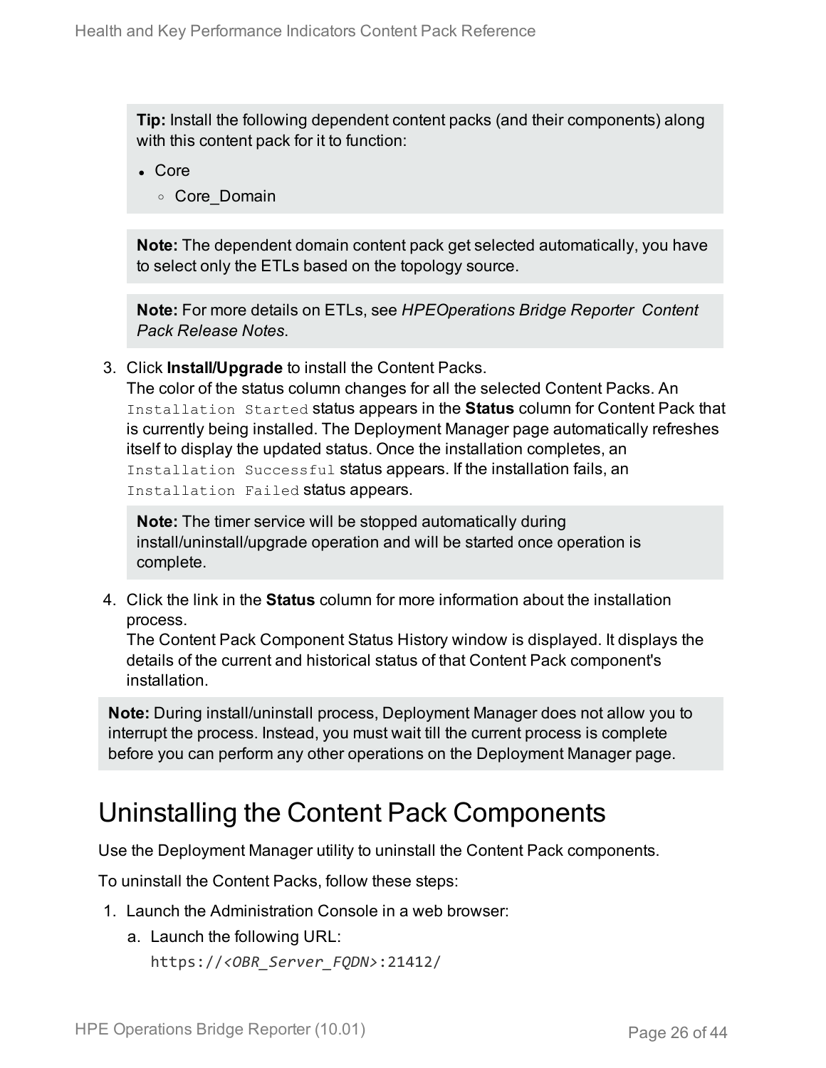> **Tip:** Install the following dependent content packs (and their components) along with this content pack for it to function:
>
> - Core
>   - Core_Domain

> **Note:** The dependent domain content pack get selected automatically, you have to select only the ETLs based on the topology source.

> **Note:** For more details on ETLs, see *HPEOperations Bridge Reporter Content Pack Release Notes*.

3. Click **Install/Upgrade** to install the Content Packs.
   The color of the status column changes for all the selected Content Packs. An `Installation Started` status appears in the **Status** column for Content Pack that is currently being installed. The Deployment Manager page automatically refreshes itself to display the updated status. Once the installation completes, an `Installation Successful` status appears. If the installation fails, an `Installation Failed` status appears.

   > **Note:** The timer service will be stopped automatically during install/uninstall/upgrade operation and will be started once operation is complete.

4. Click the link in the **Status** column for more information about the installation process.
   The Content Pack Component Status History window is displayed. It displays the details of the current and historical status of that Content Pack component's installation.

> **Note:** During install/uninstall process, Deployment Manager does not allow you to interrupt the process. Instead, you must wait till the current process is complete before you can perform any other operations on the Deployment Manager page.

# Uninstalling the Content Pack Components

Use the Deployment Manager utility to uninstall the Content Pack components.

To uninstall the Content Packs, follow these steps:

1. Launch the Administration Console in a web browser:
   a. Launch the following URL:
      `https://<OBR_Server_FQDN>:21412/`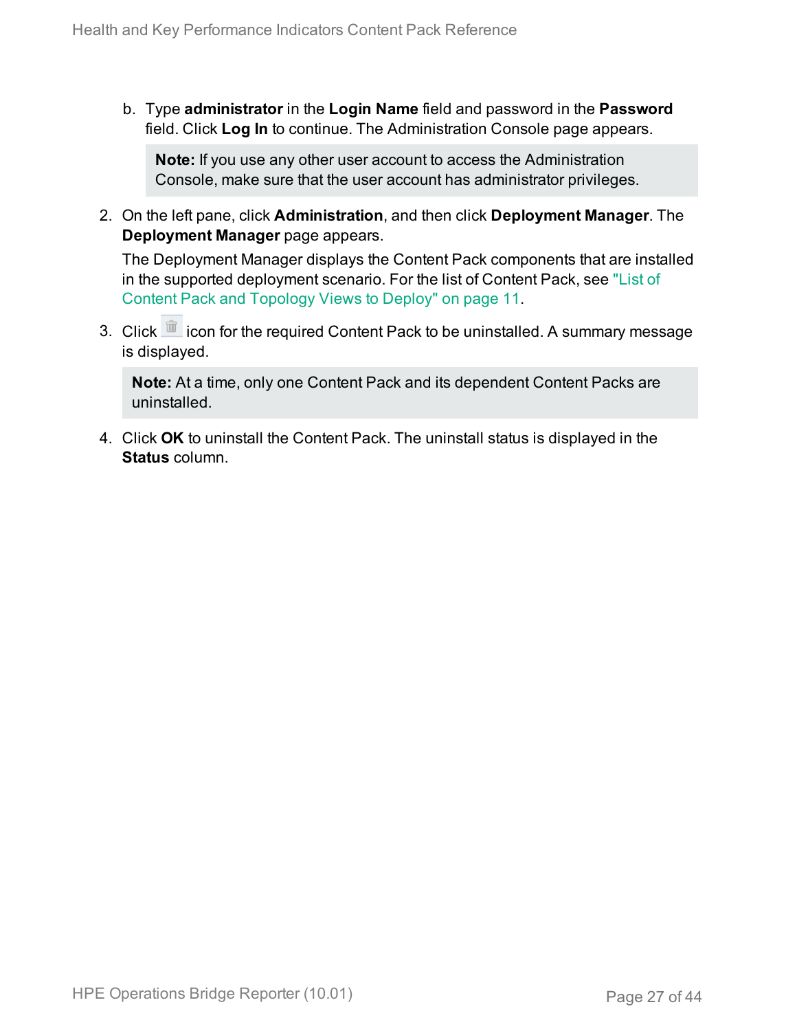b. Type **administrator** in the **Login Name** field and password in the **Password** field. Click **Log In** to continue. The Administration Console page appears.

   > **Note:** If you use any other user account to access the Administration Console, make sure that the user account has administrator privileges.

2. On the left pane, click **Administration**, and then click **Deployment Manager**. The **Deployment Manager** page appears.

   The Deployment Manager displays the Content Pack components that are installed in the supported deployment scenario. For the list of Content Pack, see "List of Content Pack and Topology Views to Deploy" on page 11.

3. Click icon for the required Content Pack to be uninstalled. A summary message is displayed.

   > **Note:** At a time, only one Content Pack and its dependent Content Packs are uninstalled.

4. Click **OK** to uninstall the Content Pack. The uninstall status is displayed in the **Status** column.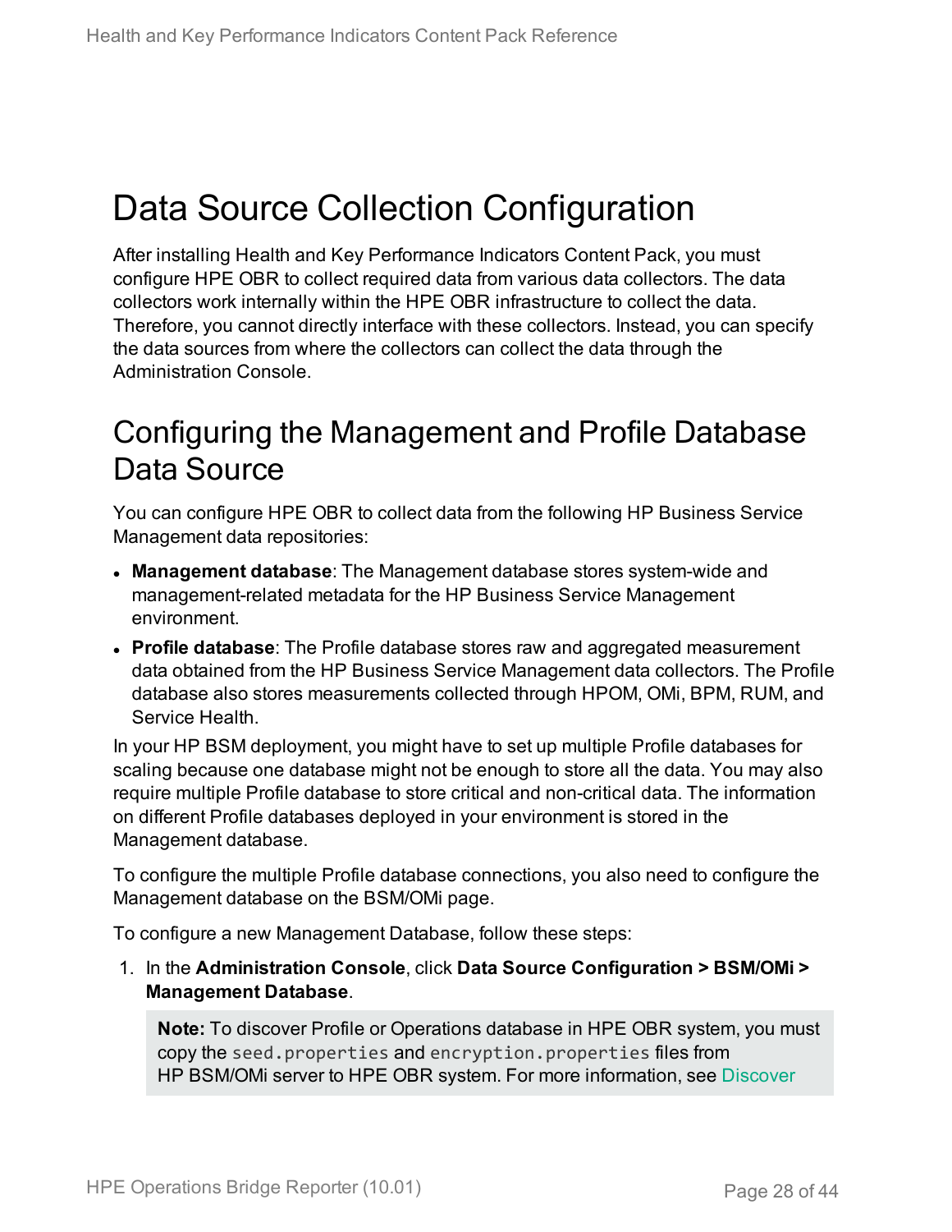# Data Source Collection Configuration

After installing Health and Key Performance Indicators Content Pack, you must configure HPE OBR to collect required data from various data collectors. The data collectors work internally within the HPE OBR infrastructure to collect the data. Therefore, you cannot directly interface with these collectors. Instead, you can specify the data sources from where the collectors can collect the data through the Administration Console.

## Configuring the Management and Profile Database Data Source

You can configure HPE OBR to collect data from the following HP Business Service Management data repositories:

- **Management database**: The Management database stores system-wide and management-related metadata for the HP Business Service Management environment.
- **Profile database**: The Profile database stores raw and aggregated measurement data obtained from the HP Business Service Management data collectors. The Profile database also stores measurements collected through HPOM, OMi, BPM, RUM, and Service Health.

In your HP BSM deployment, you might have to set up multiple Profile databases for scaling because one database might not be enough to store all the data. You may also require multiple Profile database to store critical and non-critical data. The information on different Profile databases deployed in your environment is stored in the Management database.

To configure the multiple Profile database connections, you also need to configure the Management database on the BSM/OMi page.

To configure a new Management Database, follow these steps:

1. In the **Administration Console**, click **Data Source Configuration > BSM/OMi > Management Database**.

   > **Note:** To discover Profile or Operations database in HPE OBR system, you must copy the `seed.properties` and `encryption.properties` files from HP BSM/OMi server to HPE OBR system. For more information, see Discover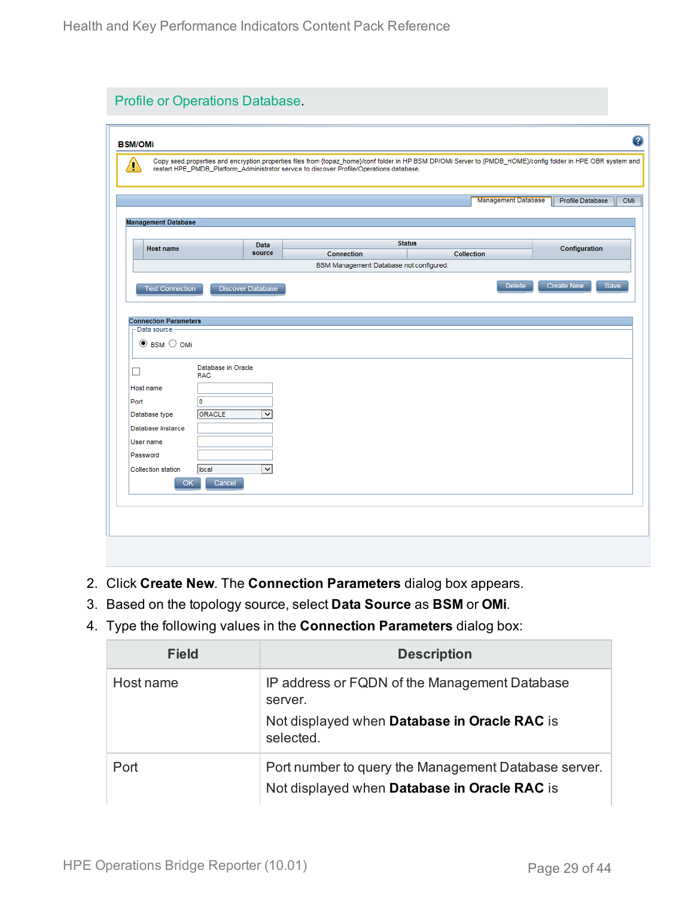Profile or Operations Database.

2. Click **Create New**. The **Connection Parameters** dialog box appears.
3. Based on the topology source, select **Data Source** as **BSM** or **OMi**.
4. Type the following values in the **Connection Parameters** dialog box:

| Field | Description |
| --- | --- |
| Host name | IP address or FQDN of the Management Database server.<br>Not displayed when **Database in Oracle RAC** is selected. |
| Port | Port number to query the Management Database server.<br>Not displayed when **Database in Oracle RAC** is |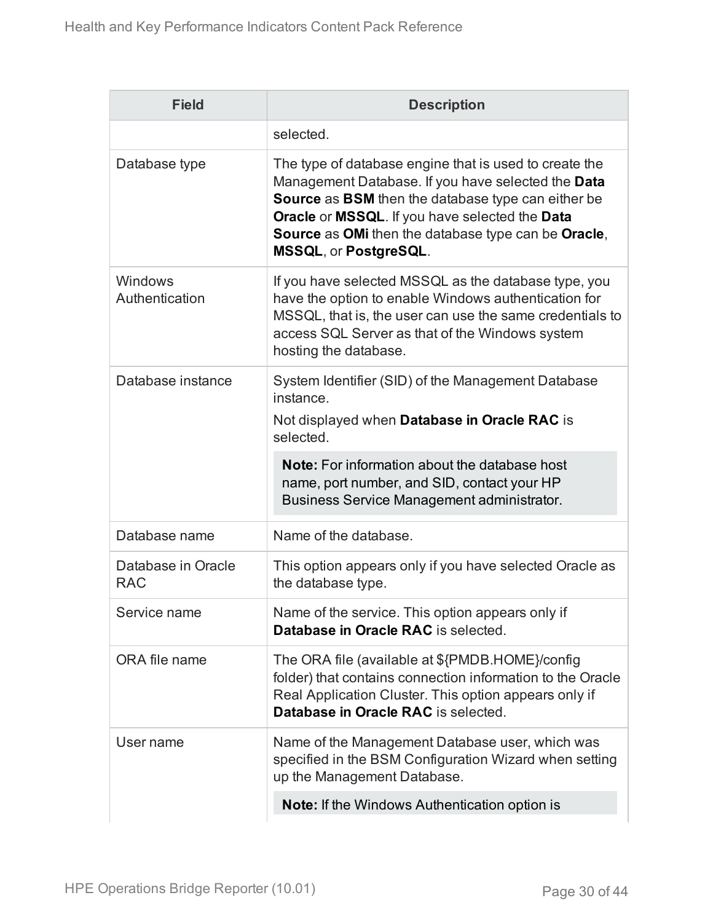| Field | Description |
| --- | --- |
| | selected. |
| Database type | The type of database engine that is used to create the Management Database. If you have selected the **Data Source** as **BSM** then the database type can either be **Oracle** or **MSSQL**. If you have selected the **Data Source** as **OMi** then the database type can be **Oracle**, **MSSQL**, or **PostgreSQL**. |
| Windows Authentication | If you have selected MSSQL as the database type, you have the option to enable Windows authentication for MSSQL, that is, the user can use the same credentials to access SQL Server as that of the Windows system hosting the database. |
| Database instance | System Identifier (SID) of the Management Database instance.<br>Not displayed when **Database in Oracle RAC** is selected.<br>**Note:** For information about the database host name, port number, and SID, contact your HP Business Service Management administrator. |
| Database name | Name of the database. |
| Database in Oracle RAC | This option appears only if you have selected Oracle as the database type. |
| Service name | Name of the service. This option appears only if **Database in Oracle RAC** is selected. |
| ORA file name | The ORA file (available at ${PMDB.HOME}/config folder) that contains connection information to the Oracle Real Application Cluster. This option appears only if **Database in Oracle RAC** is selected. |
| User name | Name of the Management Database user, which was specified in the BSM Configuration Wizard when setting up the Management Database.<br>**Note:** If the Windows Authentication option is |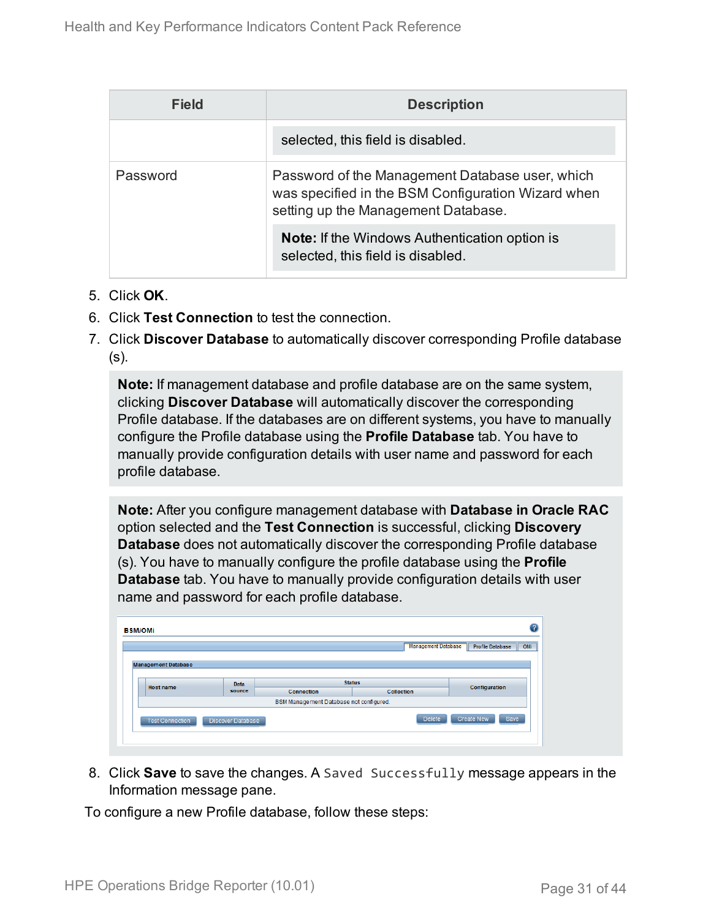| Field | Description |
| --- | --- |
| | selected, this field is disabled. |
| Password | Password of the Management Database user, which was specified in the BSM Configuration Wizard when setting up the Management Database.<br><br>**Note:** If the Windows Authentication option is selected, this field is disabled. |

5. Click **OK**.
6. Click **Test Connection** to test the connection.
7. Click **Discover Database** to automatically discover corresponding Profile database (s).

   > **Note:** If management database and profile database are on the same system, clicking **Discover Database** will automatically discover the corresponding Profile database. If the databases are on different systems, you have to manually configure the Profile database using the **Profile Database** tab. You have to manually provide configuration details with user name and password for each profile database.

   > **Note:** After you configure management database with **Database in Oracle RAC** option selected and the **Test Connection** is successful, clicking **Discovery Database** does not automatically discover the corresponding Profile database (s). You have to manually configure the profile database using the **Profile Database** tab. You have to manually provide configuration details with user name and password for each profile database.

8. Click **Save** to save the changes. A `Saved Successfully` message appears in the Information message pane.

To configure a new Profile database, follow these steps: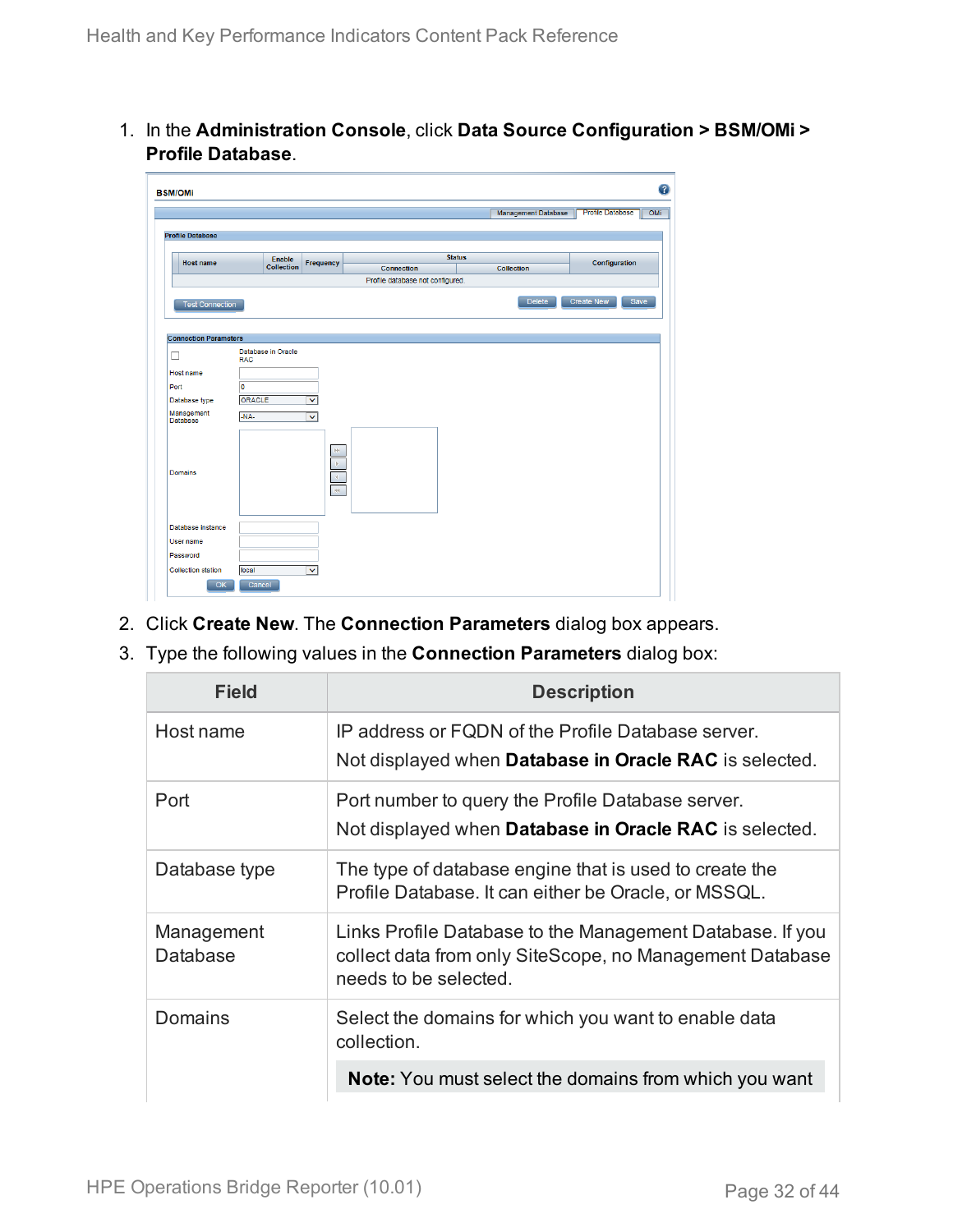1. In the **Administration Console**, click **Data Source Configuration > BSM/OMi > Profile Database**.

2. Click **Create New**. The **Connection Parameters** dialog box appears.
3. Type the following values in the **Connection Parameters** dialog box:

| Field | Description |
|---|---|
| Host name | IP address or FQDN of the Profile Database server.<br>Not displayed when **Database in Oracle RAC** is selected. |
| Port | Port number to query the Profile Database server.<br>Not displayed when **Database in Oracle RAC** is selected. |
| Database type | The type of database engine that is used to create the Profile Database. It can either be Oracle, or MSSQL. |
| Management Database | Links Profile Database to the Management Database. If you collect data from only SiteScope, no Management Database needs to be selected. |
| Domains | Select the domains for which you want to enable data collection.<br>**Note:** You must select the domains from which you want |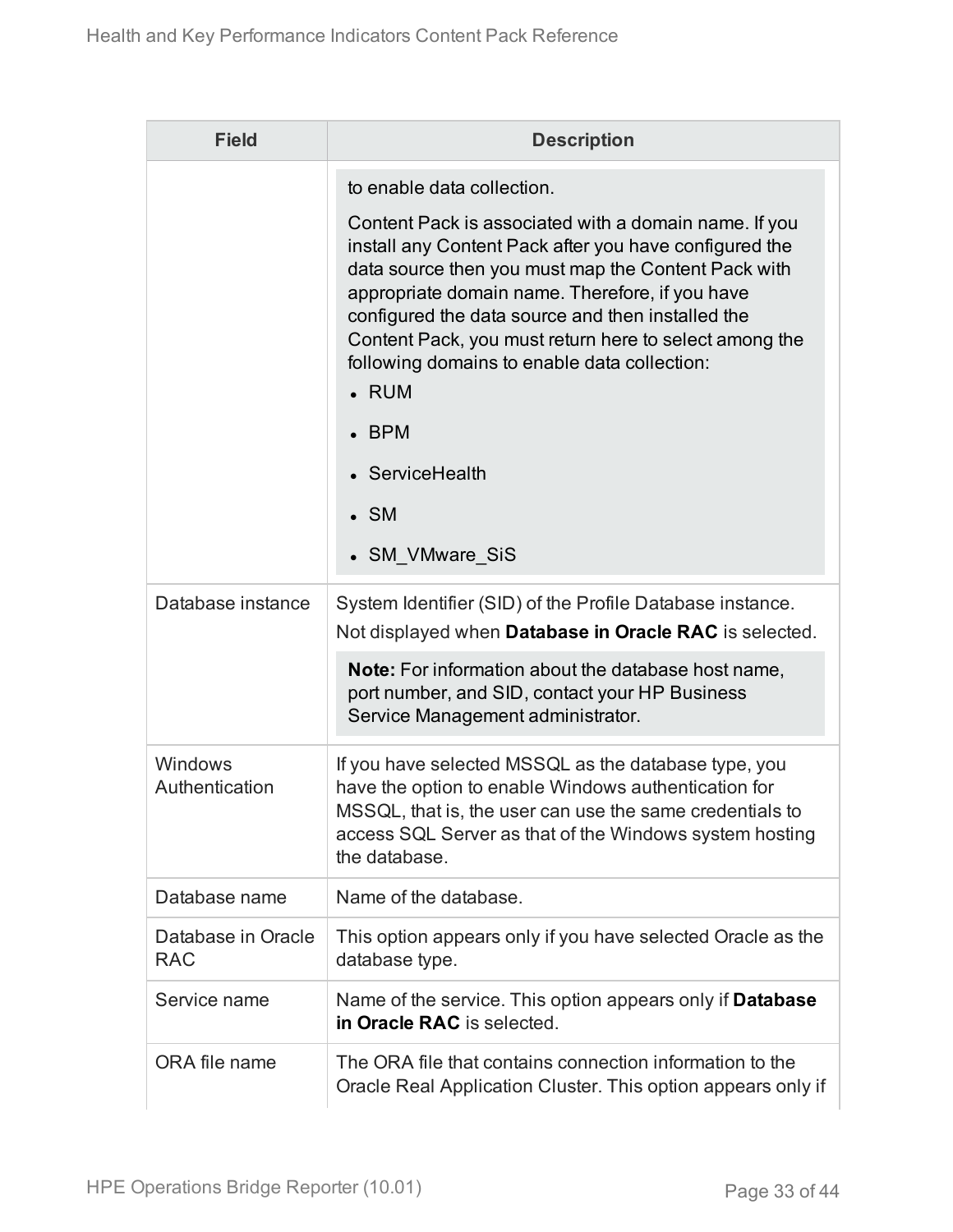| Field | Description |
| --- | --- |
| | to enable data collection.<br><br>Content Pack is associated with a domain name. If you install any Content Pack after you have configured the data source then you must map the Content Pack with appropriate domain name. Therefore, if you have configured the data source and then installed the Content Pack, you must return here to select among the following domains to enable data collection:<br>• RUM<br>• BPM<br>• ServiceHealth<br>• SM<br>• SM_VMware_SiS |
| Database instance | System Identifier (SID) of the Profile Database instance. Not displayed when **Database in Oracle RAC** is selected.<br><br>**Note:** For information about the database host name, port number, and SID, contact your HP Business Service Management administrator. |
| Windows Authentication | If you have selected MSSQL as the database type, you have the option to enable Windows authentication for MSSQL, that is, the user can use the same credentials to access SQL Server as that of the Windows system hosting the database. |
| Database name | Name of the database. |
| Database in Oracle RAC | This option appears only if you have selected Oracle as the database type. |
| Service name | Name of the service. This option appears only if **Database in Oracle RAC** is selected. |
| ORA file name | The ORA file that contains connection information to the Oracle Real Application Cluster. This option appears only if |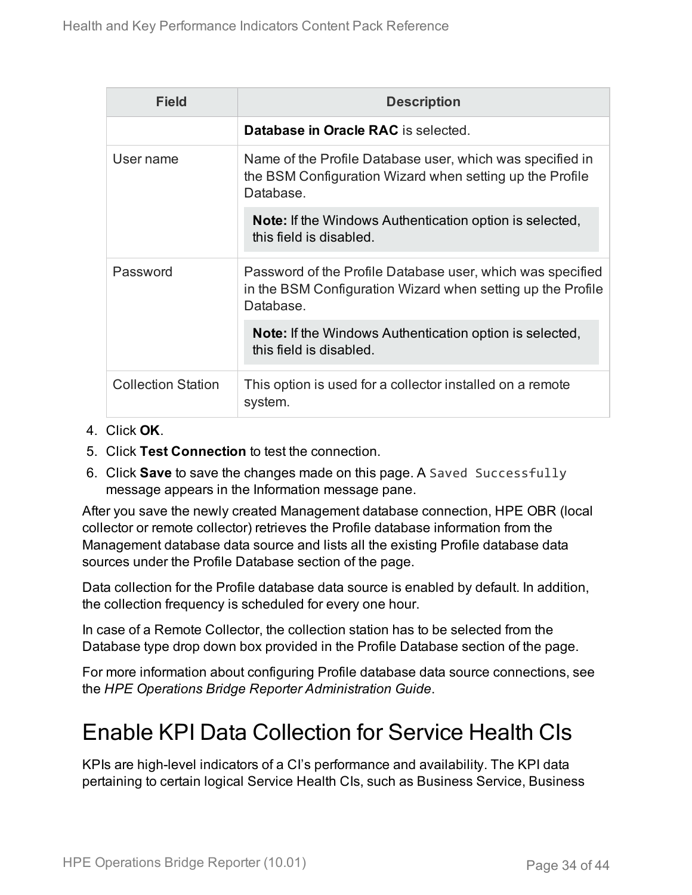| Field | Description |
| --- | --- |
| | **Database in Oracle RAC** is selected. |
| User name | Name of the Profile Database user, which was specified in the BSM Configuration Wizard when setting up the Profile Database.<br><br>**Note:** If the Windows Authentication option is selected, this field is disabled. |
| Password | Password of the Profile Database user, which was specified in the BSM Configuration Wizard when setting up the Profile Database.<br><br>**Note:** If the Windows Authentication option is selected, this field is disabled. |
| Collection Station | This option is used for a collector installed on a remote system. |

4. Click **OK**.
5. Click **Test Connection** to test the connection.
6. Click **Save** to save the changes made on this page. A `Saved Successfully` message appears in the Information message pane.

After you save the newly created Management database connection, HPE OBR (local collector or remote collector) retrieves the Profile database information from the Management database data source and lists all the existing Profile database data sources under the Profile Database section of the page.

Data collection for the Profile database data source is enabled by default. In addition, the collection frequency is scheduled for every one hour.

In case of a Remote Collector, the collection station has to be selected from the Database type drop down box provided in the Profile Database section of the page.

For more information about configuring Profile database data source connections, see the *HPE Operations Bridge Reporter Administration Guide*.

# Enable KPI Data Collection for Service Health CIs

KPIs are high-level indicators of a CI's performance and availability. The KPI data pertaining to certain logical Service Health CIs, such as Business Service, Business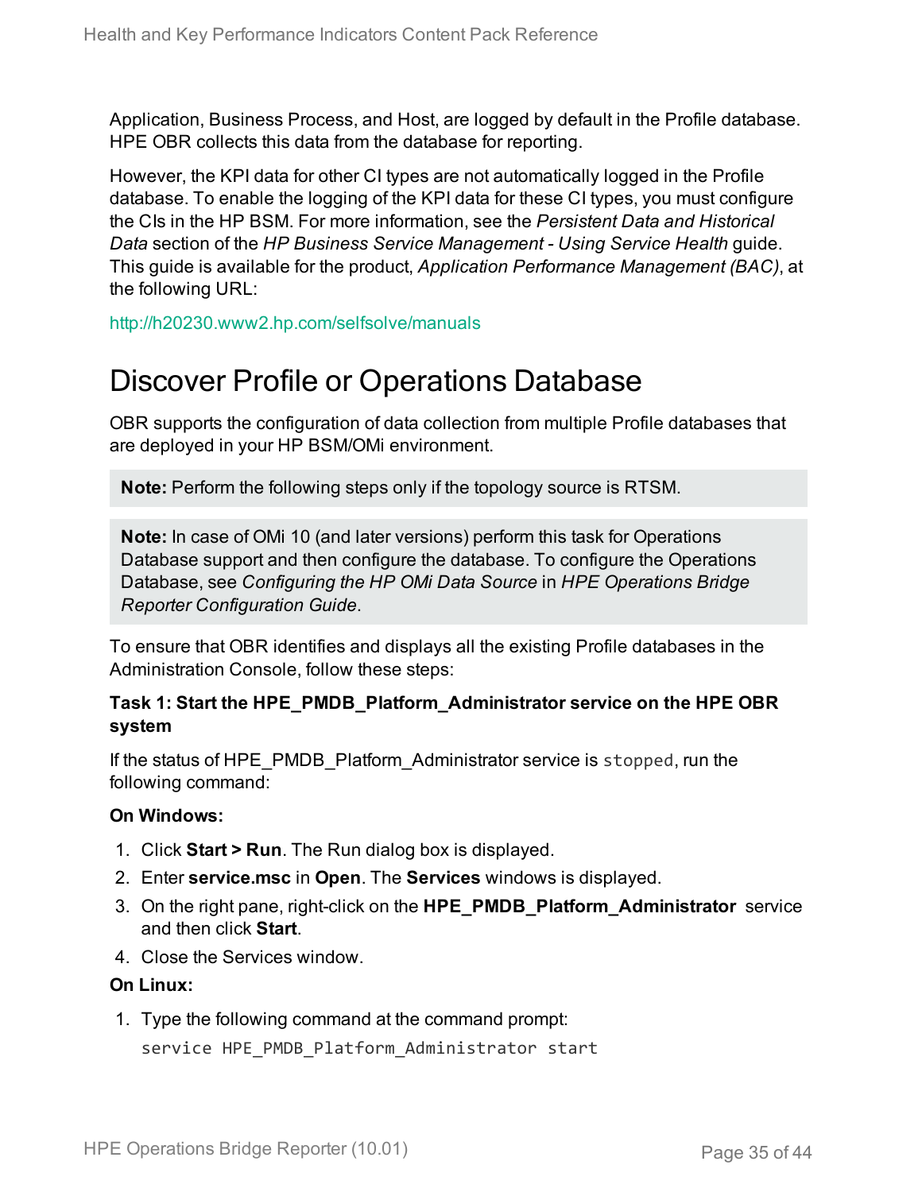Application, Business Process, and Host, are logged by default in the Profile database. HPE OBR collects this data from the database for reporting.

However, the KPI data for other CI types are not automatically logged in the Profile database. To enable the logging of the KPI data for these CI types, you must configure the CIs in the HP BSM. For more information, see the *Persistent Data and Historical Data* section of the *HP Business Service Management - Using Service Health* guide. This guide is available for the product, *Application Performance Management (BAC)*, at the following URL:

http://h20230.www2.hp.com/selfsolve/manuals

# Discover Profile or Operations Database

OBR supports the configuration of data collection from multiple Profile databases that are deployed in your HP BSM/OMi environment.

> **Note:** Perform the following steps only if the topology source is RTSM.

> **Note:** In case of OMi 10 (and later versions) perform this task for Operations Database support and then configure the database. To configure the Operations Database, see *Configuring the HP OMi Data Source* in *HPE Operations Bridge Reporter Configuration Guide*.

To ensure that OBR identifies and displays all the existing Profile databases in the Administration Console, follow these steps:

**Task 1: Start the HPE_PMDB_Platform_Administrator service on the HPE OBR system**

If the status of HPE_PMDB_Platform_Administrator service is `stopped`, run the following command:

**On Windows:**

1. Click **Start > Run**. The Run dialog box is displayed.
2. Enter **service.msc** in **Open**. The **Services** windows is displayed.
3. On the right pane, right-click on the **HPE_PMDB_Platform_Administrator** service and then click **Start**.
4. Close the Services window.

**On Linux:**

1. Type the following command at the command prompt:

```
service HPE_PMDB_Platform_Administrator start
```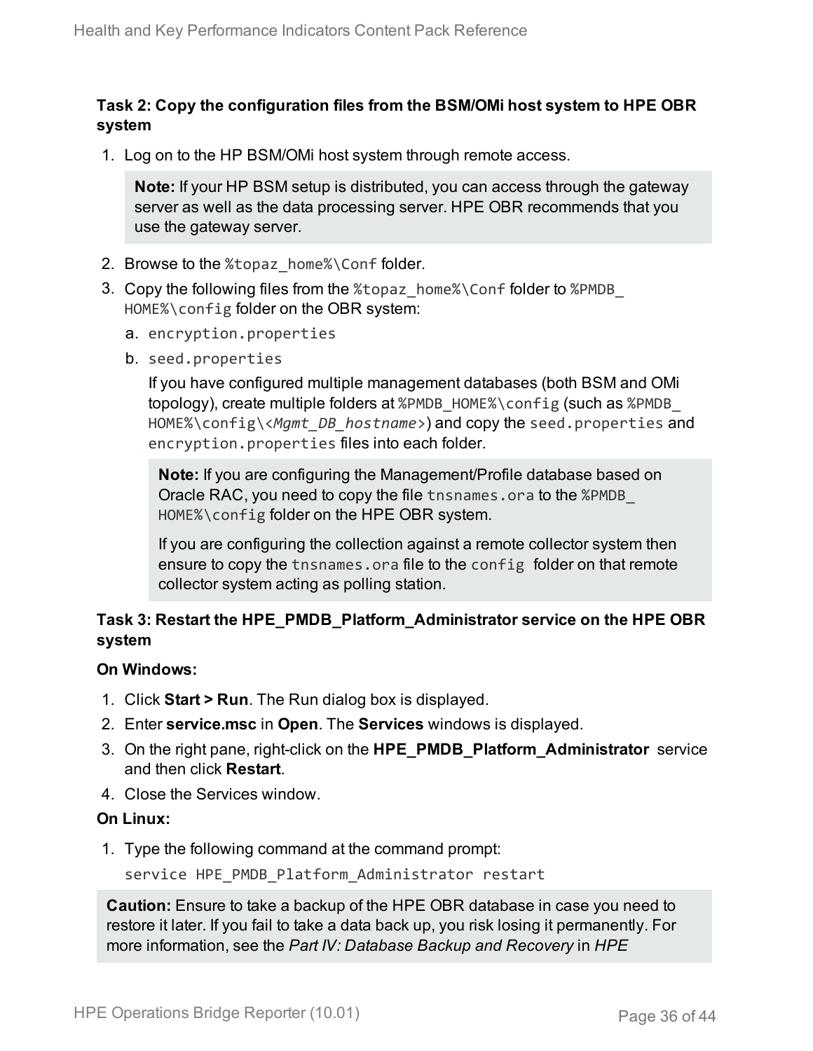#### Task 2: Copy the configuration files from the BSM/OMi host system to HPE OBR system

1. Log on to the HP BSM/OMi host system through remote access.

   > **Note:** If your HP BSM setup is distributed, you can access through the gateway server as well as the data processing server. HPE OBR recommends that you use the gateway server.

2. Browse to the `%topaz_home%\Conf` folder.
3. Copy the following files from the `%topaz_home%\Conf` folder to `%PMDB_HOME%\config` folder on the OBR system:
   a. `encryption.properties`
   b. `seed.properties`

      If you have configured multiple management databases (both BSM and OMi topology), create multiple folders at `%PMDB_HOME%\config` (such as `%PMDB_HOME%\config\<Mgmt_DB_hostname>`) and copy the `seed.properties` and `encryption.properties` files into each folder.

      > **Note:** If you are configuring the Management/Profile database based on Oracle RAC, you need to copy the file `tnsnames.ora` to the `%PMDB_HOME%\config` folder on the HPE OBR system.
      >
      > If you are configuring the collection against a remote collector system then ensure to copy the `tnsnames.ora` file to the `config` folder on that remote collector system acting as polling station.

#### Task 3: Restart the HPE_PMDB_Platform_Administrator service on the HPE OBR system

**On Windows:**

1. Click **Start > Run**. The Run dialog box is displayed.
2. Enter **service.msc** in **Open**. The **Services** windows is displayed.
3. On the right pane, right-click on the **HPE_PMDB_Platform_Administrator** service and then click **Restart**.
4. Close the Services window.

**On Linux:**

1. Type the following command at the command prompt:

   ```
   service HPE_PMDB_Platform_Administrator restart
   ```

> **Caution:** Ensure to take a backup of the HPE OBR database in case you need to restore it later. If you fail to take a data back up, you risk losing it permanently. For more information, see the *Part IV: Database Backup and Recovery* in *HPE*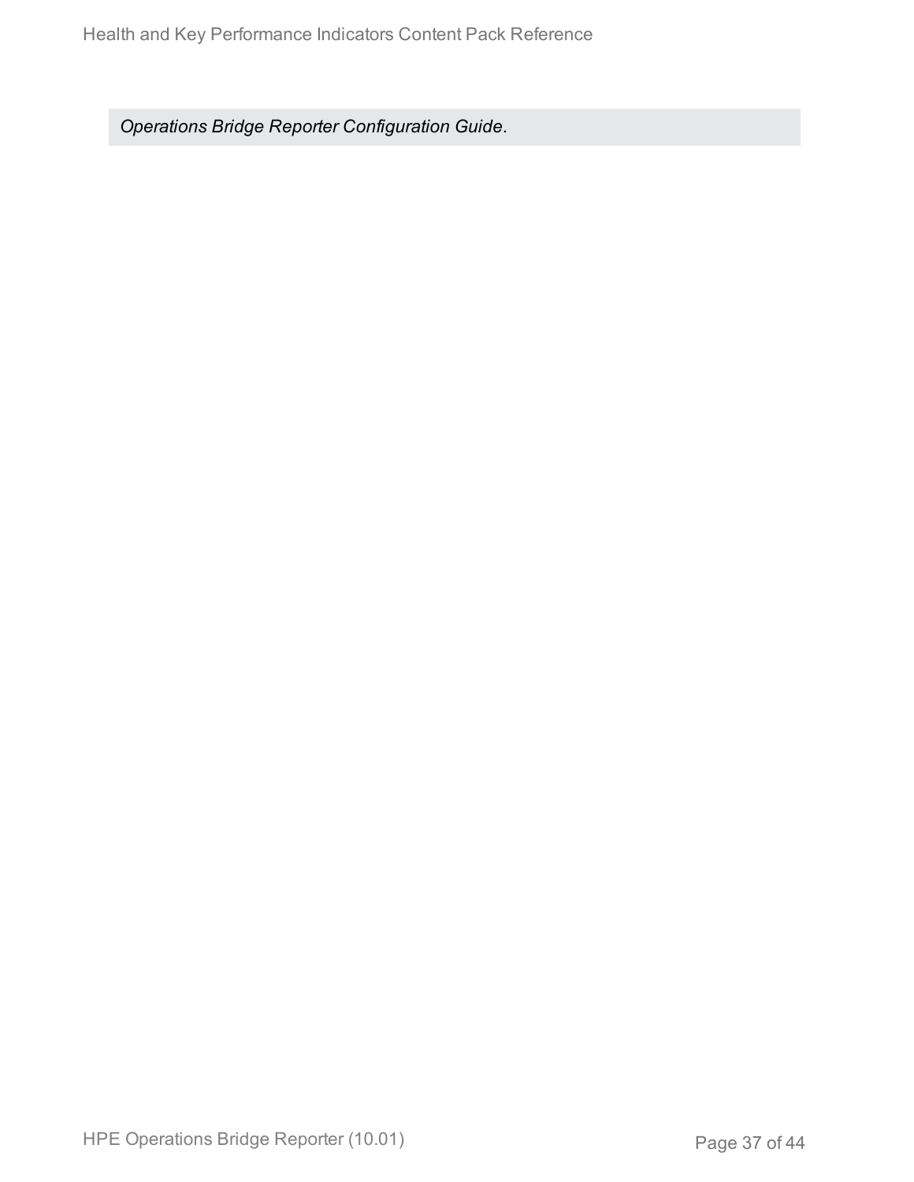*Operations Bridge Reporter Configuration Guide*.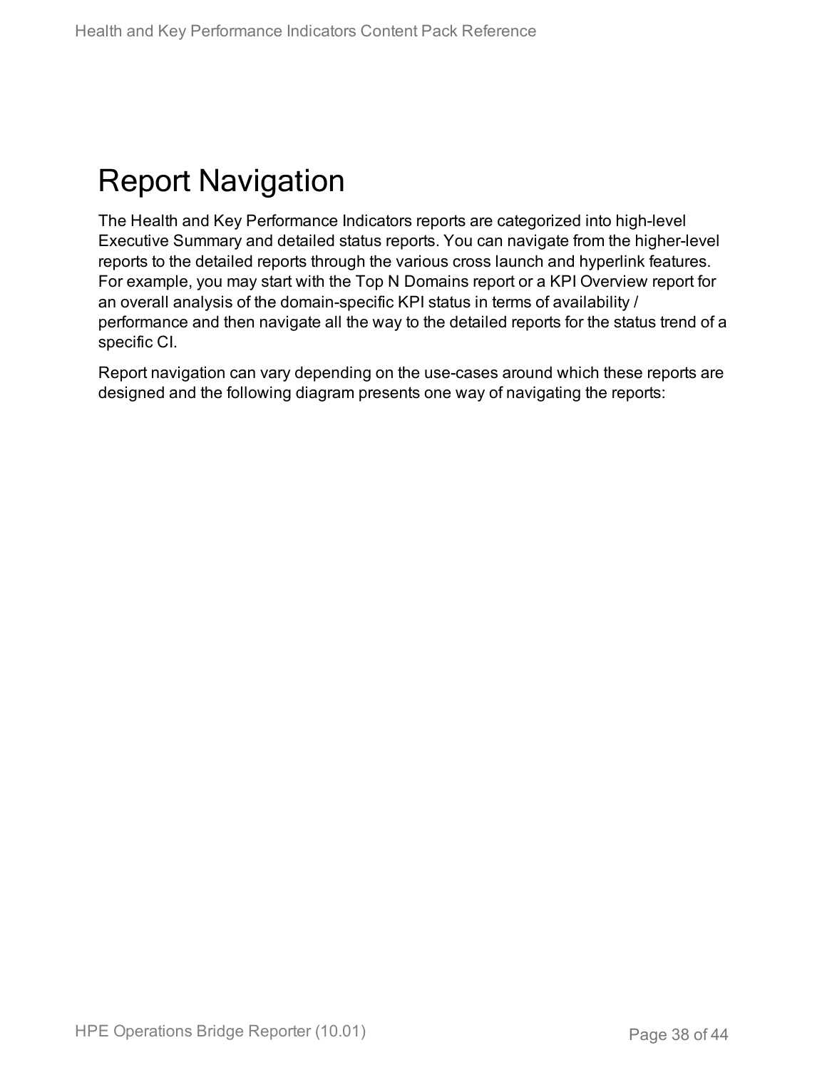# Report Navigation

The Health and Key Performance Indicators reports are categorized into high-level Executive Summary and detailed status reports. You can navigate from the higher-level reports to the detailed reports through the various cross launch and hyperlink features. For example, you may start with the Top N Domains report or a KPI Overview report for an overall analysis of the domain-specific KPI status in terms of availability / performance and then navigate all the way to the detailed reports for the status trend of a specific CI.

Report navigation can vary depending on the use-cases around which these reports are designed and the following diagram presents one way of navigating the reports: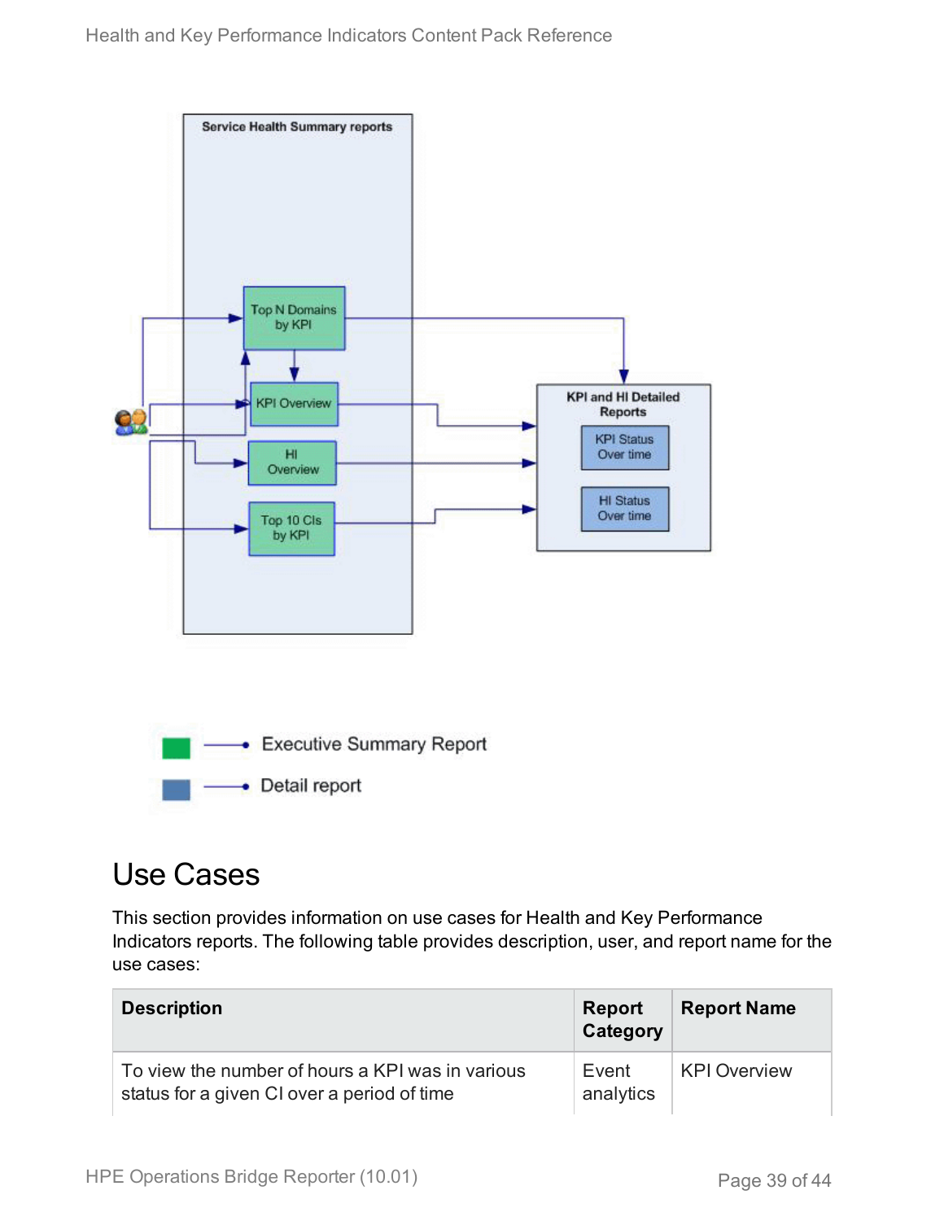Service Health Summary reports

Top N Domains by KPI

KPI Overview

HI Overview

Top 10 CIs by KPI

KPI and HI Detailed Reports

KPI Status Over time

HI Status Over time

Executive Summary Report

Detail report

# Use Cases

This section provides information on use cases for Health and Key Performance Indicators reports. The following table provides description, user, and report name for the use cases:

| Description | Report Category | Report Name |
| --- | --- | --- |
| To view the number of hours a KPI was in various status for a given CI over a period of time | Event analytics | KPI Overview |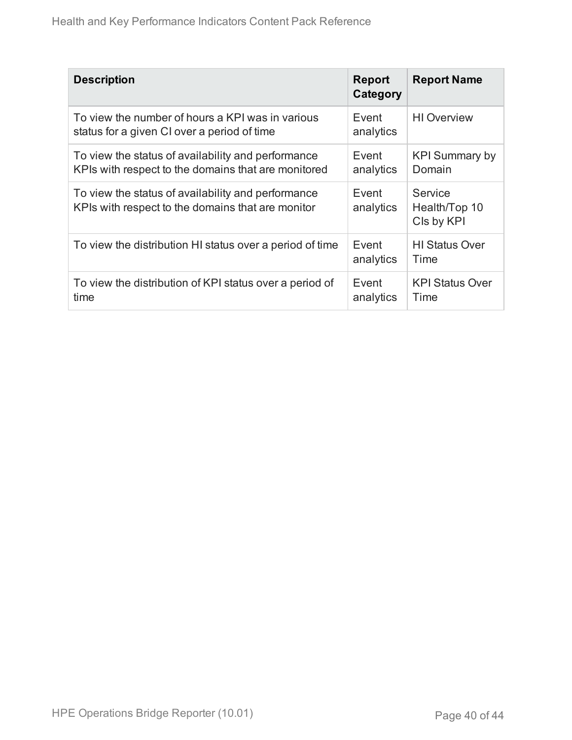| Description | Report Category | Report Name |
| --- | --- | --- |
| To view the number of hours a KPI was in various status for a given CI over a period of time | Event analytics | HI Overview |
| To view the status of availability and performance KPIs with respect to the domains that are monitored | Event analytics | KPI Summary by Domain |
| To view the status of availability and performance KPIs with respect to the domains that are monitor | Event analytics | Service Health/Top 10 CIs by KPI |
| To view the distribution HI status over a period of time | Event analytics | HI Status Over Time |
| To view the distribution of KPI status over a period of time | Event analytics | KPI Status Over Time |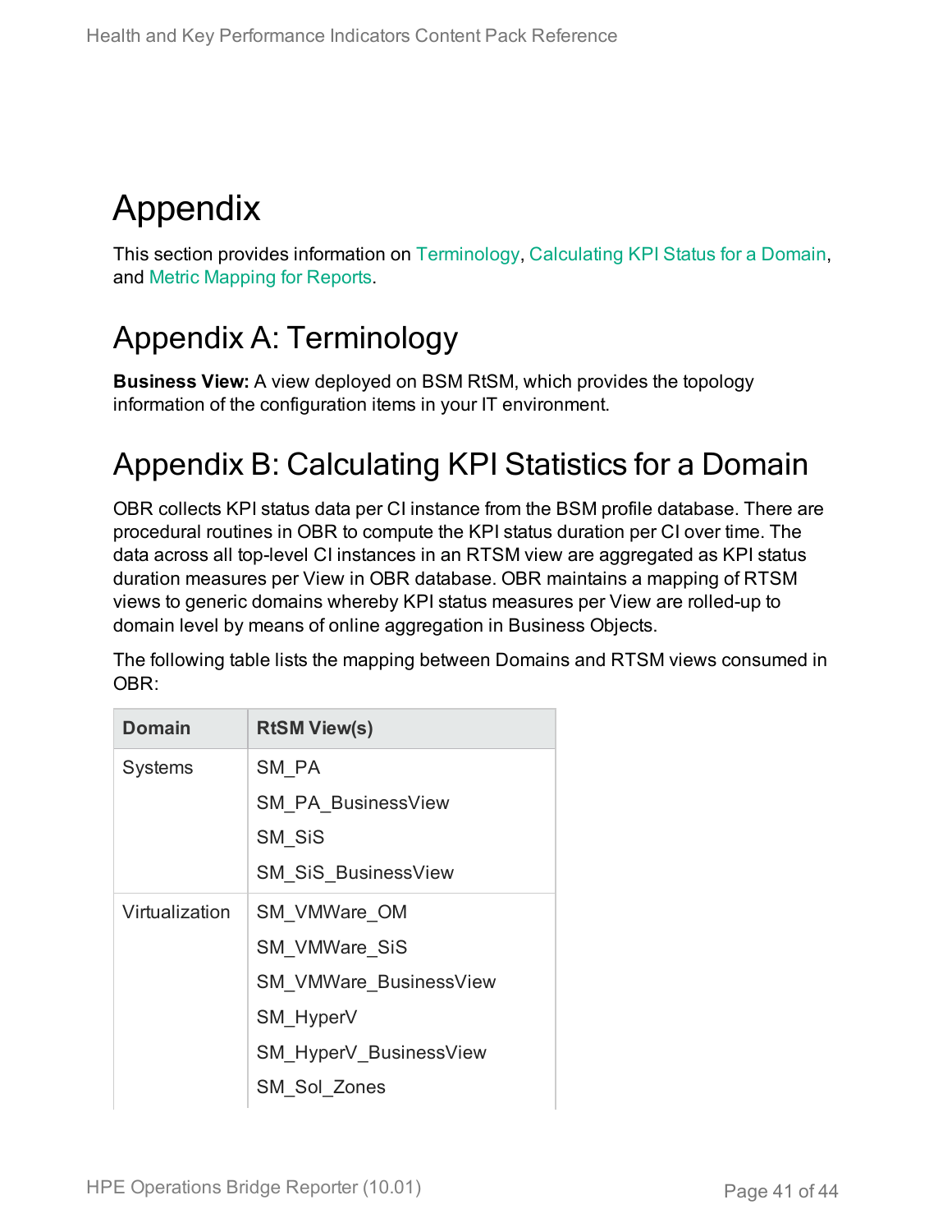# Appendix

This section provides information on Terminology, Calculating KPI Status for a Domain, and Metric Mapping for Reports.

## Appendix A: Terminology

**Business View:** A view deployed on BSM RtSM, which provides the topology information of the configuration items in your IT environment.

## Appendix B: Calculating KPI Statistics for a Domain

OBR collects KPI status data per CI instance from the BSM profile database. There are procedural routines in OBR to compute the KPI status duration per CI over time. The data across all top-level CI instances in an RTSM view are aggregated as KPI status duration measures per View in OBR database. OBR maintains a mapping of RTSM views to generic domains whereby KPI status measures per View are rolled-up to domain level by means of online aggregation in Business Objects.

The following table lists the mapping between Domains and RTSM views consumed in OBR:

| Domain | RtSM View(s) |
| --- | --- |
| Systems | SM_PA<br>SM_PA_BusinessView<br>SM_SiS<br>SM_SiS_BusinessView |
| Virtualization | SM_VMWare_OM<br>SM_VMWare_SiS<br>SM_VMWare_BusinessView<br>SM_HyperV<br>SM_HyperV_BusinessView<br>SM_Sol_Zones |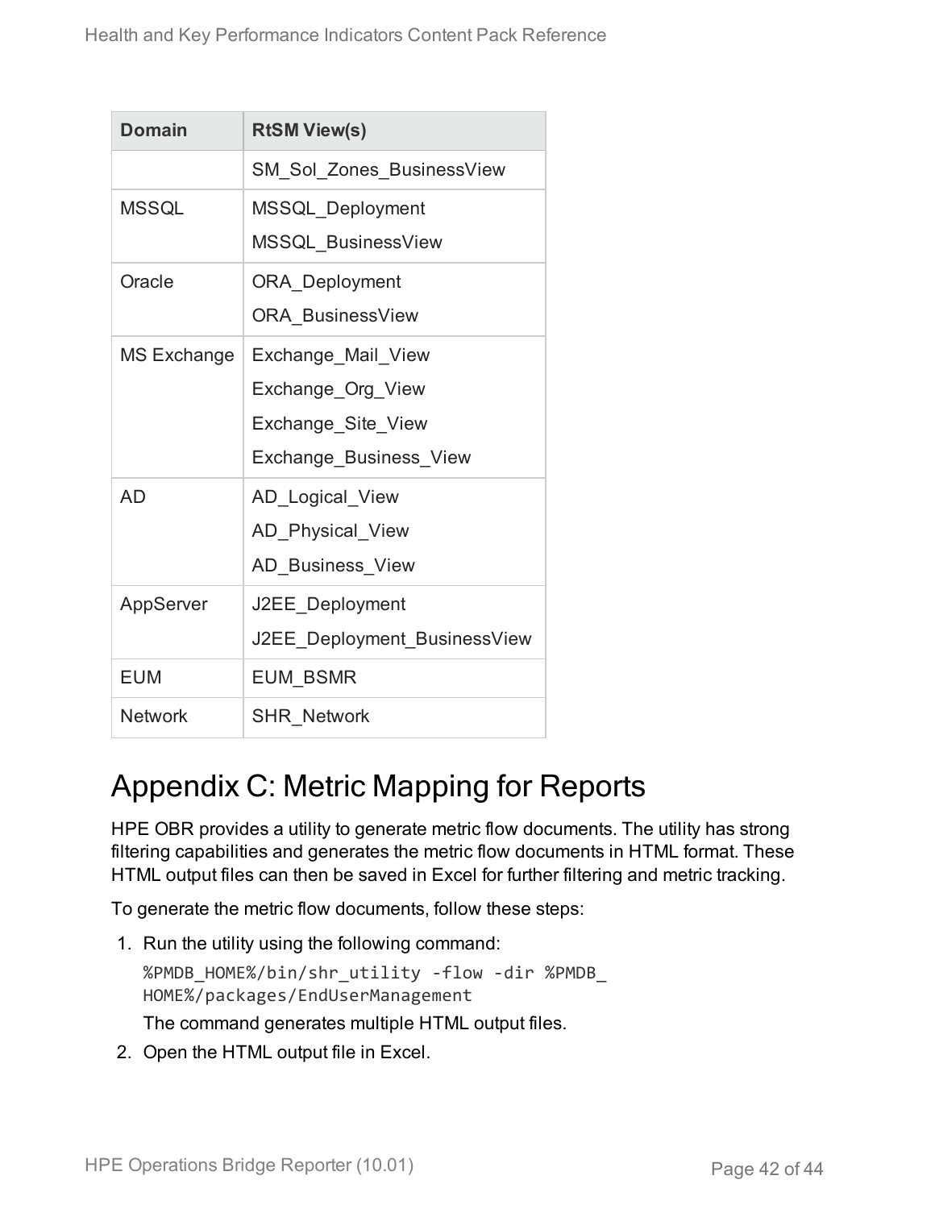| Domain | RtSM View(s) |
| --- | --- |
| | SM_Sol_Zones_BusinessView |
| MSSQL | MSSQL_Deployment<br>MSSQL_BusinessView |
| Oracle | ORA_Deployment<br>ORA_BusinessView |
| MS Exchange | Exchange_Mail_View<br>Exchange_Org_View<br>Exchange_Site_View<br>Exchange_Business_View |
| AD | AD_Logical_View<br>AD_Physical_View<br>AD_Business_View |
| AppServer | J2EE_Deployment<br>J2EE_Deployment_BusinessView |
| EUM | EUM_BSMR |
| Network | SHR_Network |

# Appendix C: Metric Mapping for Reports

HPE OBR provides a utility to generate metric flow documents. The utility has strong filtering capabilities and generates the metric flow documents in HTML format. These HTML output files can then be saved in Excel for further filtering and metric tracking.

To generate the metric flow documents, follow these steps:

1. Run the utility using the following command:
   ```
   %PMDB_HOME%/bin/shr_utility -flow -dir %PMDB_
   HOME%/packages/EndUserManagement
   ```
   The command generates multiple HTML output files.
2. Open the HTML output file in Excel.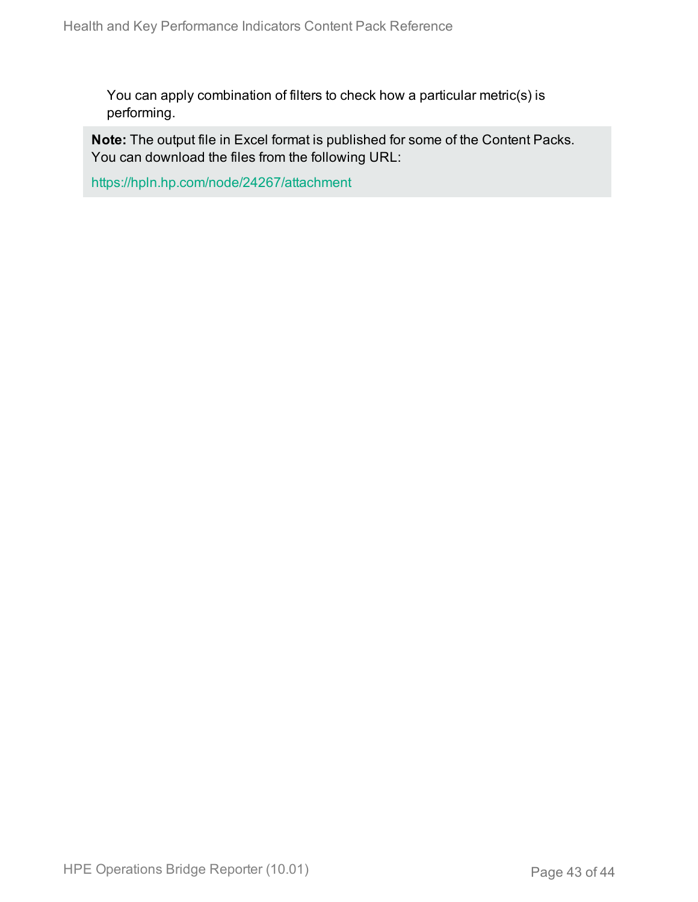You can apply combination of filters to check how a particular metric(s) is performing.

> **Note:** The output file in Excel format is published for some of the Content Packs. You can download the files from the following URL:
>
> https://hpln.hp.com/node/24267/attachment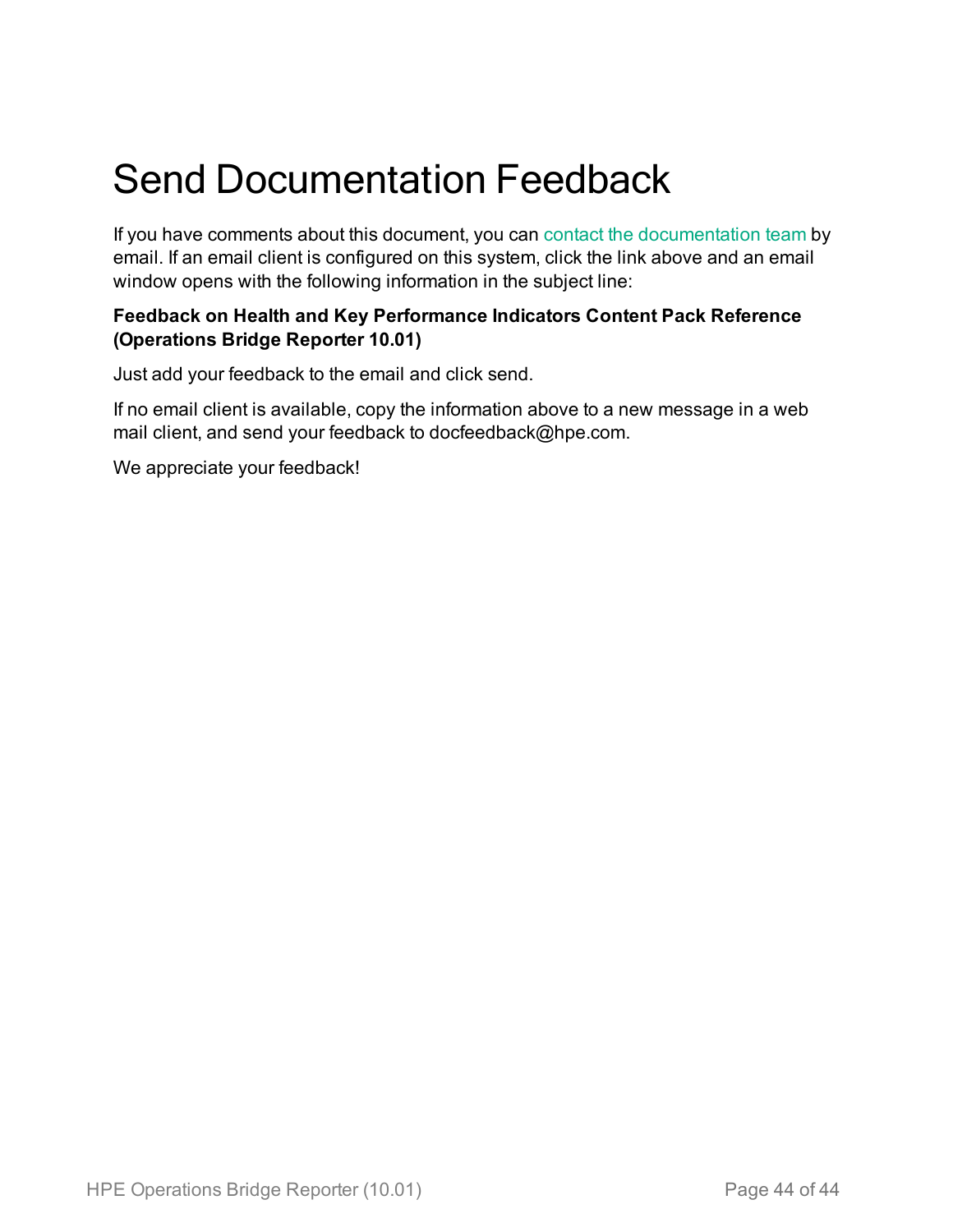# Send Documentation Feedback

If you have comments about this document, you can contact the documentation team by email. If an email client is configured on this system, click the link above and an email window opens with the following information in the subject line:

**Feedback on Health and Key Performance Indicators Content Pack Reference (Operations Bridge Reporter 10.01)**

Just add your feedback to the email and click send.

If no email client is available, copy the information above to a new message in a web mail client, and send your feedback to docfeedback@hpe.com.

We appreciate your feedback!